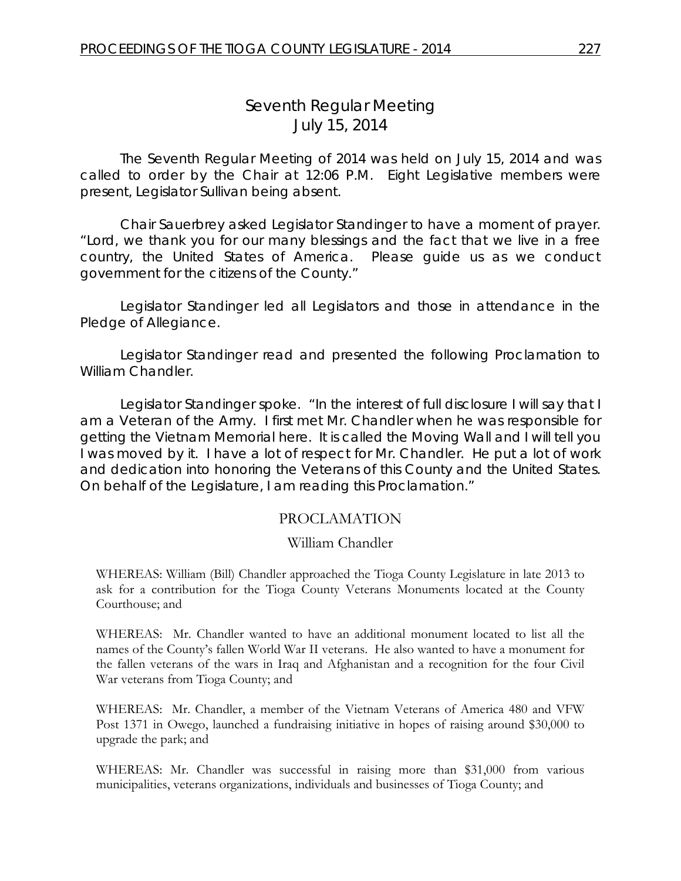# Seventh Regular Meeting
## July 15, 2014

The Seventh Regular Meeting of 2014 was held on July 15, 2014 and was called to order by the Chair at 12:06 P.M. Eight Legislative members were present, Legislator Sullivan being absent.

Chair Sauerbrey asked Legislator Standinger to have a moment of prayer. "Lord, we thank you for our many blessings and the fact that we live in a free country, the United States of America. Please guide us as we conduct government for the citizens of the County."

Legislator Standinger led all Legislators and those in attendance in the Pledge of Allegiance.

Legislator Standinger read and presented the following Proclamation to William Chandler.

Legislator Standinger spoke. "In the interest of full disclosure I will say that I am a Veteran of the Army. I first met Mr. Chandler when he was responsible for getting the Vietnam Memorial here. It is called the Moving Wall and I will tell you I was moved by it. I have a lot of respect for Mr. Chandler. He put a lot of work and dedication into honoring the Veterans of this County and the United States. On behalf of the Legislature, I am reading this Proclamation."

### PROCLAMATION

### William Chandler

WHEREAS: William (Bill) Chandler approached the Tioga County Legislature in late 2013 to ask for a contribution for the Tioga County Veterans Monuments located at the County Courthouse; and

WHEREAS: Mr. Chandler wanted to have an additional monument located to list all the names of the County's fallen World War II veterans. He also wanted to have a monument for the fallen veterans of the wars in Iraq and Afghanistan and a recognition for the four Civil War veterans from Tioga County; and

WHEREAS: Mr. Chandler, a member of the Vietnam Veterans of America 480 and VFW Post 1371 in Owego, launched a fundraising initiative in hopes of raising around $30,000 to upgrade the park; and

WHEREAS: Mr. Chandler was successful in raising more than $31,000 from various municipalities, veterans organizations, individuals and businesses of Tioga County; and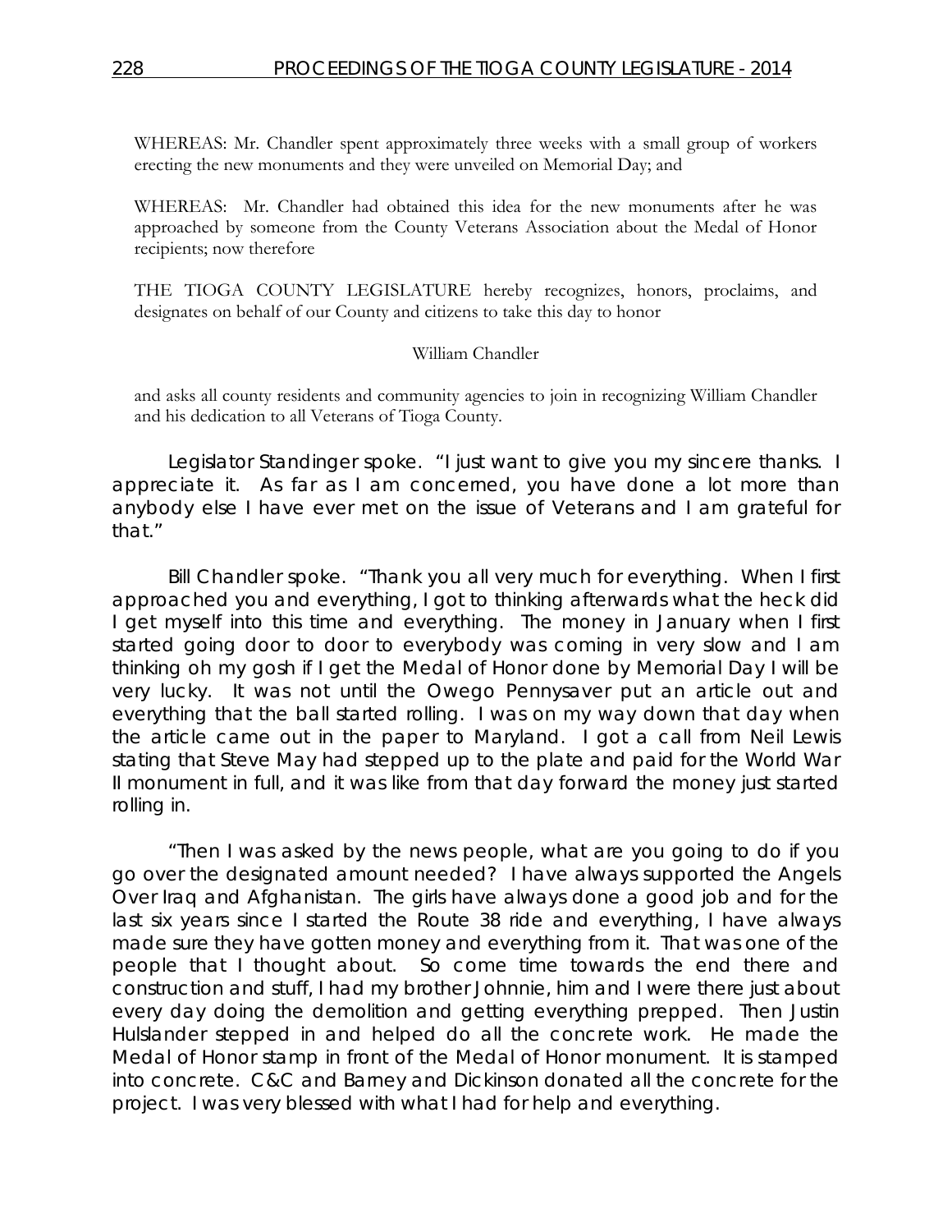WHEREAS: Mr. Chandler spent approximately three weeks with a small group of workers erecting the new monuments and they were unveiled on Memorial Day; and

WHEREAS: Mr. Chandler had obtained this idea for the new monuments after he was approached by someone from the County Veterans Association about the Medal of Honor recipients; now therefore

THE TIOGA COUNTY LEGISLATURE hereby recognizes, honors, proclaims, and designates on behalf of our County and citizens to take this day to honor

William Chandler

and asks all county residents and community agencies to join in recognizing William Chandler and his dedication to all Veterans of Tioga County.

Legislator Standinger spoke. "I just want to give you my sincere thanks. I appreciate it. As far as I am concerned, you have done a lot more than anybody else I have ever met on the issue of Veterans and I am grateful for that."

Bill Chandler spoke. "Thank you all very much for everything. When I first approached you and everything, I got to thinking afterwards what the heck did I get myself into this time and everything. The money in January when I first started going door to door to everybody was coming in very slow and I am thinking oh my gosh if I get the Medal of Honor done by Memorial Day I will be very lucky. It was not until the Owego Pennysaver put an article out and everything that the ball started rolling. I was on my way down that day when the article came out in the paper to Maryland. I got a call from Neil Lewis stating that Steve May had stepped up to the plate and paid for the World War II monument in full, and it was like from that day forward the money just started rolling in.

"Then I was asked by the news people, what are you going to do if you go over the designated amount needed? I have always supported the Angels Over Iraq and Afghanistan. The girls have always done a good job and for the last six years since I started the Route 38 ride and everything, I have always made sure they have gotten money and everything from it. That was one of the people that I thought about. So come time towards the end there and construction and stuff, I had my brother Johnnie, him and I were there just about every day doing the demolition and getting everything prepped. Then Justin Hulslander stepped in and helped do all the concrete work. He made the Medal of Honor stamp in front of the Medal of Honor monument. It is stamped into concrete. C&C and Barney and Dickinson donated all the concrete for the project. I was very blessed with what I had for help and everything.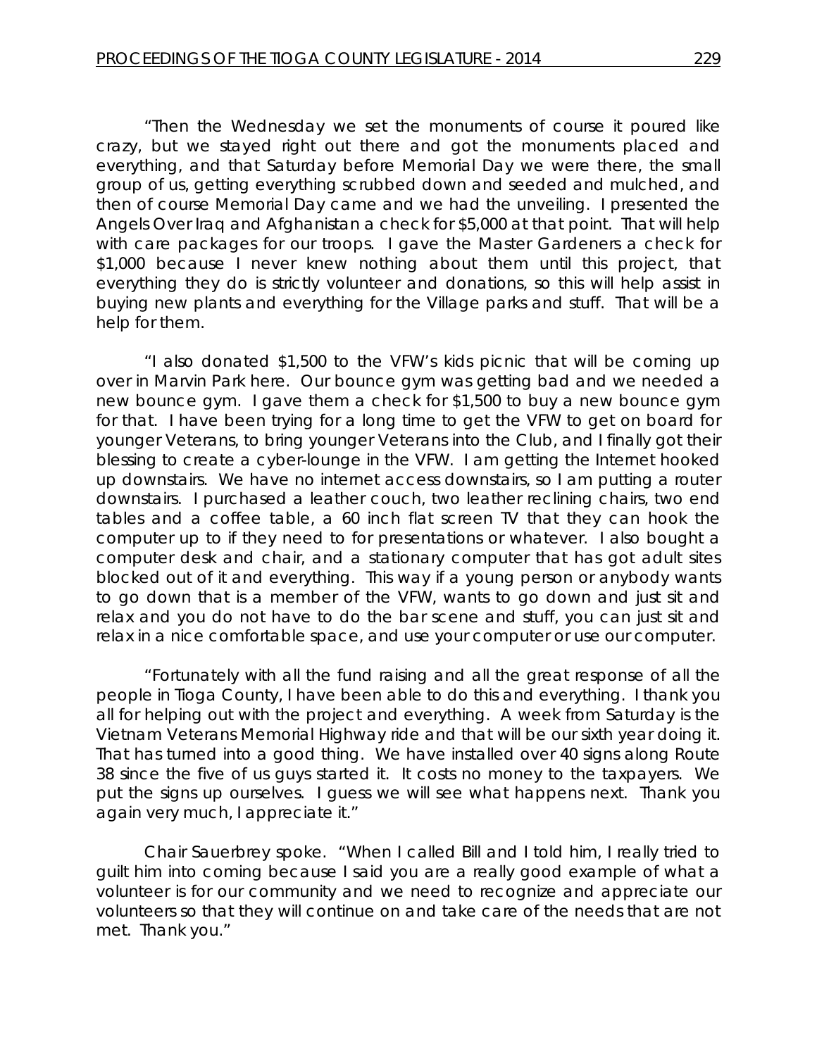"Then the Wednesday we set the monuments of course it poured like crazy, but we stayed right out there and got the monuments placed and everything, and that Saturday before Memorial Day we were there, the small group of us, getting everything scrubbed down and seeded and mulched, and then of course Memorial Day came and we had the unveiling. I presented the Angels Over Iraq and Afghanistan a check for $5,000 at that point. That will help with care packages for our troops. I gave the Master Gardeners a check for $1,000 because I never knew nothing about them until this project, that everything they do is strictly volunteer and donations, so this will help assist in buying new plants and everything for the Village parks and stuff. That will be a help for them.

"I also donated $1,500 to the VFW's kids picnic that will be coming up over in Marvin Park here. Our bounce gym was getting bad and we needed a new bounce gym. I gave them a check for $1,500 to buy a new bounce gym for that. I have been trying for a long time to get the VFW to get on board for younger Veterans, to bring younger Veterans into the Club, and I finally got their blessing to create a cyber-lounge in the VFW. I am getting the Internet hooked up downstairs. We have no internet access downstairs, so I am putting a router downstairs. I purchased a leather couch, two leather reclining chairs, two end tables and a coffee table, a 60 inch flat screen TV that they can hook the computer up to if they need to for presentations or whatever. I also bought a computer desk and chair, and a stationary computer that has got adult sites blocked out of it and everything. This way if a young person or anybody wants to go down that is a member of the VFW, wants to go down and just sit and relax and you do not have to do the bar scene and stuff, you can just sit and relax in a nice comfortable space, and use your computer or use our computer.

"Fortunately with all the fund raising and all the great response of all the people in Tioga County, I have been able to do this and everything. I thank you all for helping out with the project and everything. A week from Saturday is the Vietnam Veterans Memorial Highway ride and that will be our sixth year doing it. That has turned into a good thing. We have installed over 40 signs along Route 38 since the five of us guys started it. It costs no money to the taxpayers. We put the signs up ourselves. I guess we will see what happens next. Thank you again very much, I appreciate it."

Chair Sauerbrey spoke. "When I called Bill and I told him, I really tried to guilt him into coming because I said you are a really good example of what a volunteer is for our community and we need to recognize and appreciate our volunteers so that they will continue on and take care of the needs that are not met. Thank you."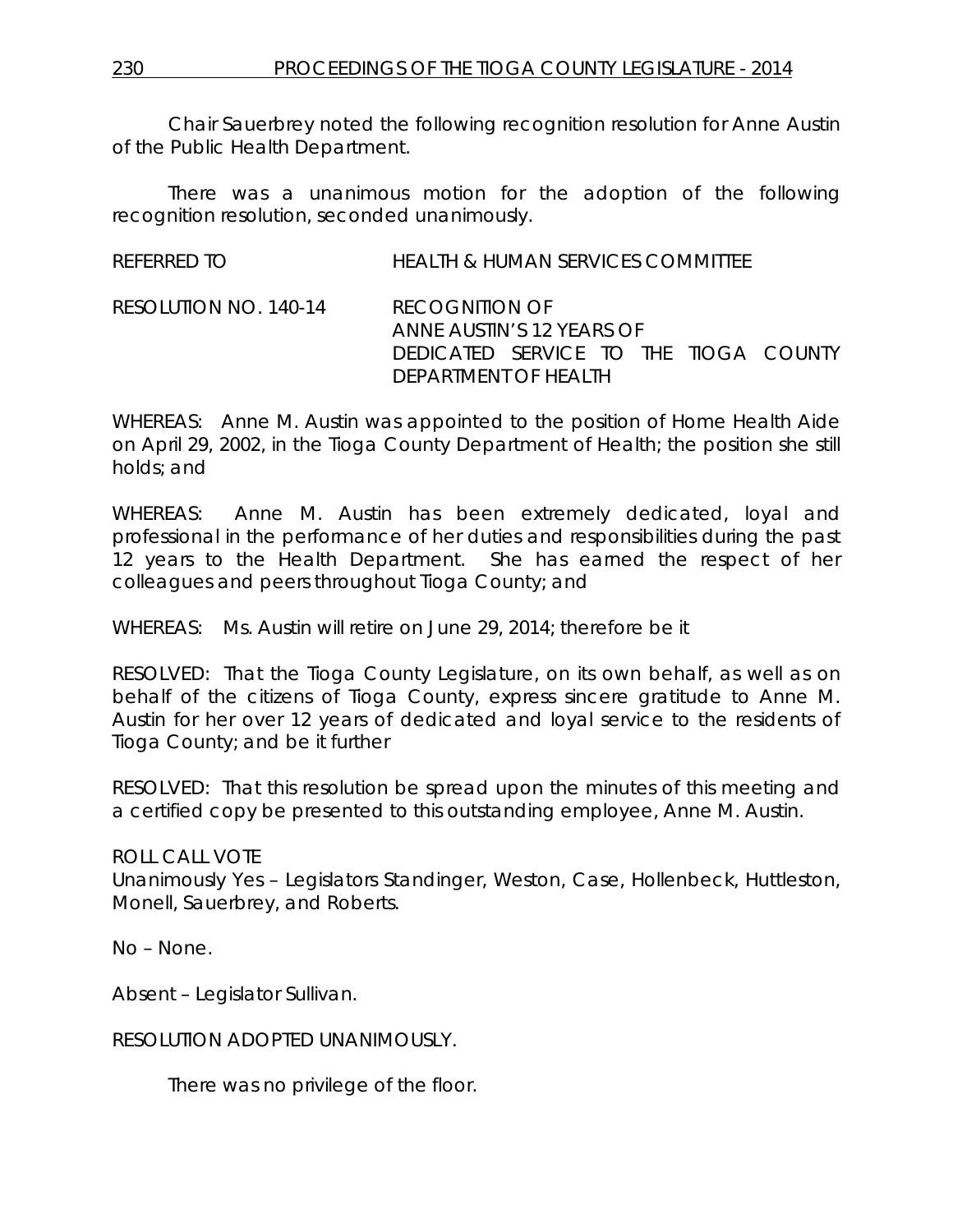Chair Sauerbrey noted the following recognition resolution for Anne Austin of the Public Health Department.

There was a unanimous motion for the adoption of the following recognition resolution, seconded unanimously.

REFERRED TO HEALTH & HUMAN SERVICES COMMITTEE

RESOLUTION NO. 140-14 RECOGNITION OF ANNE AUSTIN'S 12 YEARS OF DEDICATED SERVICE TO THE TIOGA COUNTY DEPARTMENT OF HEALTH

WHEREAS: Anne M. Austin was appointed to the position of Home Health Aide on April 29, 2002, in the Tioga County Department of Health; the position she still holds; and

WHEREAS: Anne M. Austin has been extremely dedicated, loyal and professional in the performance of her duties and responsibilities during the past 12 years to the Health Department. She has earned the respect of her colleagues and peers throughout Tioga County; and

WHEREAS: Ms. Austin will retire on June 29, 2014; therefore be it

RESOLVED: That the Tioga County Legislature, on its own behalf, as well as on behalf of the citizens of Tioga County, express sincere gratitude to Anne M. Austin for her over 12 years of dedicated and loyal service to the residents of Tioga County; and be it further

RESOLVED: That this resolution be spread upon the minutes of this meeting and a certified copy be presented to this outstanding employee, Anne M. Austin.

ROLL CALL VOTE
Unanimously Yes – Legislators Standinger, Weston, Case, Hollenbeck, Huttleston, Monell, Sauerbrey, and Roberts.

No – None.

Absent – Legislator Sullivan.

RESOLUTION ADOPTED UNANIMOUSLY.

There was no privilege of the floor.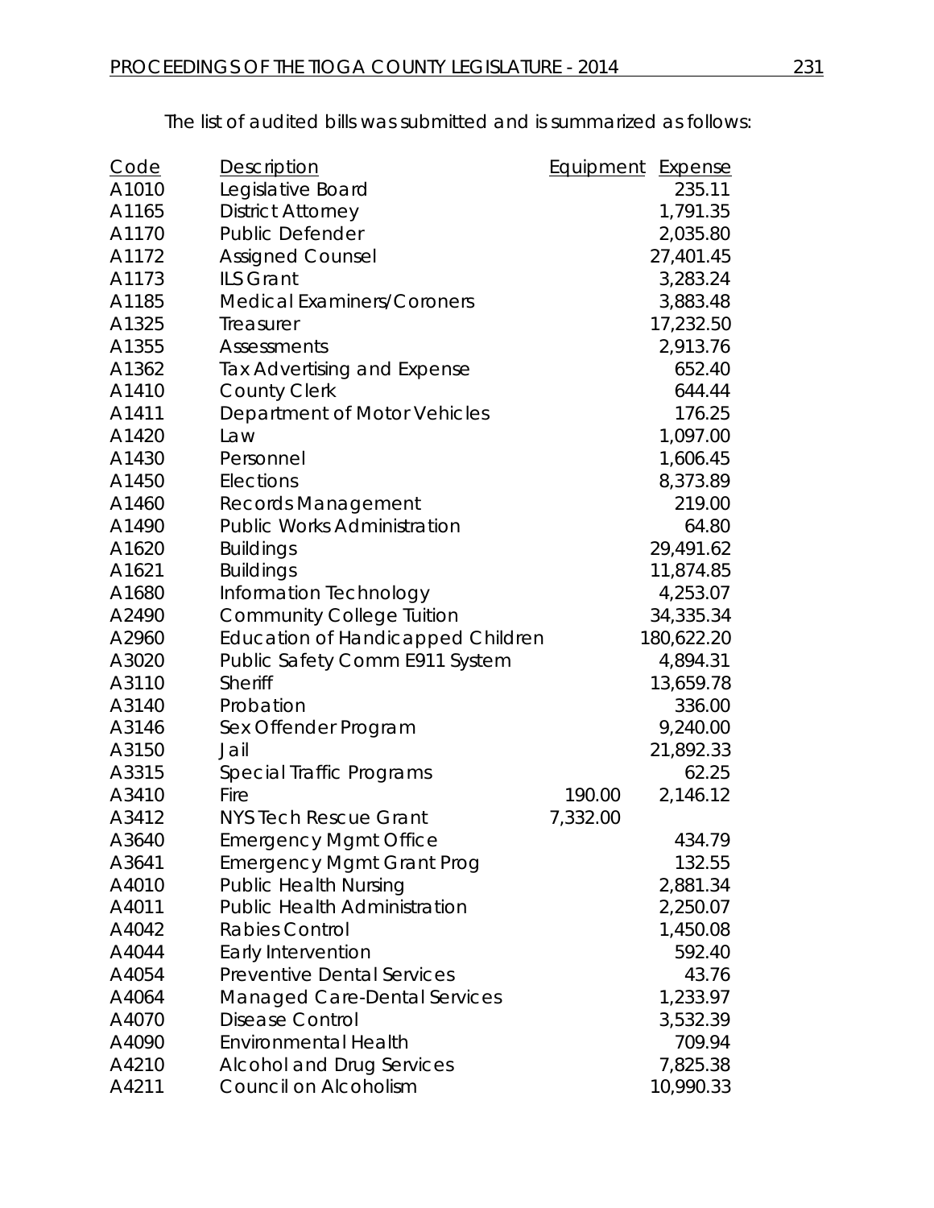The list of audited bills was submitted and is summarized as follows:

| Code | Description | Equipment | Expense |
|---|---|---|---|
| A1010 | Legislative Board | | 235.11 |
| A1165 | District Attorney | | 1,791.35 |
| A1170 | Public Defender | | 2,035.80 |
| A1172 | Assigned Counsel | | 27,401.45 |
| A1173 | ILS Grant | | 3,283.24 |
| A1185 | Medical Examiners/Coroners | | 3,883.48 |
| A1325 | Treasurer | | 17,232.50 |
| A1355 | Assessments | | 2,913.76 |
| A1362 | Tax Advertising and Expense | | 652.40 |
| A1410 | County Clerk | | 644.44 |
| A1411 | Department of Motor Vehicles | | 176.25 |
| A1420 | Law | | 1,097.00 |
| A1430 | Personnel | | 1,606.45 |
| A1450 | Elections | | 8,373.89 |
| A1460 | Records Management | | 219.00 |
| A1490 | Public Works Administration | | 64.80 |
| A1620 | Buildings | | 29,491.62 |
| A1621 | Buildings | | 11,874.85 |
| A1680 | Information Technology | | 4,253.07 |
| A2490 | Community College Tuition | | 34,335.34 |
| A2960 | Education of Handicapped Children | | 180,622.20 |
| A3020 | Public Safety Comm E911 System | | 4,894.31 |
| A3110 | Sheriff | | 13,659.78 |
| A3140 | Probation | | 336.00 |
| A3146 | Sex Offender Program | | 9,240.00 |
| A3150 | Jail | | 21,892.33 |
| A3315 | Special Traffic Programs | | 62.25 |
| A3410 | Fire | 190.00 | 2,146.12 |
| A3412 | NYS Tech Rescue Grant | 7,332.00 | |
| A3640 | Emergency Mgmt Office | | 434.79 |
| A3641 | Emergency Mgmt Grant Prog | | 132.55 |
| A4010 | Public Health Nursing | | 2,881.34 |
| A4011 | Public Health Administration | | 2,250.07 |
| A4042 | Rabies Control | | 1,450.08 |
| A4044 | Early Intervention | | 592.40 |
| A4054 | Preventive Dental Services | | 43.76 |
| A4064 | Managed Care-Dental Services | | 1,233.97 |
| A4070 | Disease Control | | 3,532.39 |
| A4090 | Environmental Health | | 709.94 |
| A4210 | Alcohol and Drug Services | | 7,825.38 |
| A4211 | Council on Alcoholism | | 10,990.33 |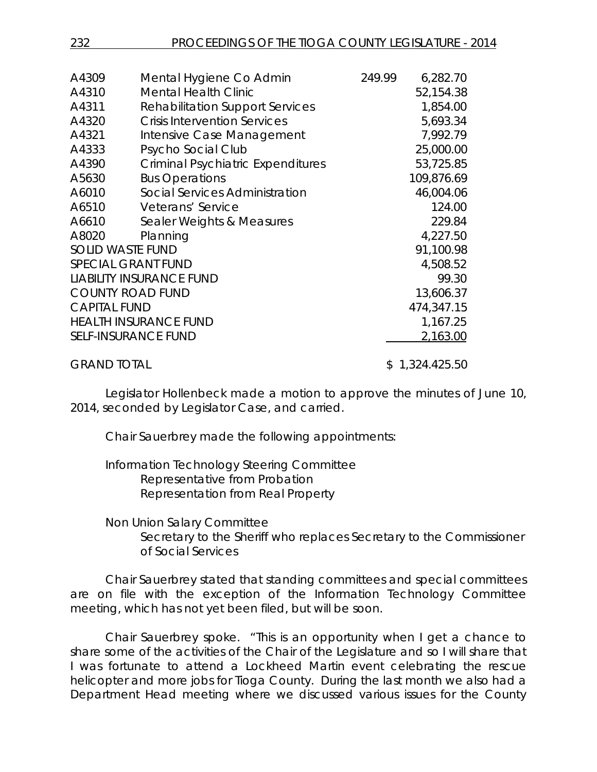| | | | |
|---|---|---|---|
| A4309 | Mental Hygiene Co Admin | 249.99 | 6,282.70 |
| A4310 | Mental Health Clinic | | 52,154.38 |
| A4311 | Rehabilitation Support Services | | 1,854.00 |
| A4320 | Crisis Intervention Services | | 5,693.34 |
| A4321 | Intensive Case Management | | 7,992.79 |
| A4333 | Psycho Social Club | | 25,000.00 |
| A4390 | Criminal Psychiatric Expenditures | | 53,725.85 |
| A5630 | Bus Operations | | 109,876.69 |
| A6010 | Social Services Administration | | 46,004.06 |
| A6510 | Veterans' Service | | 124.00 |
| A6610 | Sealer Weights & Measures | | 229.84 |
| A8020 | Planning | | 4,227.50 |
| SOLID WASTE FUND | | | 91,100.98 |
| SPECIAL GRANT FUND | | | 4,508.52 |
| LIABILITY INSURANCE FUND | | | 99.30 |
| COUNTY ROAD FUND | | | 13,606.37 |
| CAPITAL FUND | | | 474,347.15 |
| HEALTH INSURANCE FUND | | | 1,167.25 |
| SELF-INSURANCE FUND | | | 2,163.00 |
| GRAND TOTAL | | | $ 1,324.425.50 |

Legislator Hollenbeck made a motion to approve the minutes of June 10, 2014, seconded by Legislator Case, and carried.

Chair Sauerbrey made the following appointments:

Information Technology Steering Committee
Representative from Probation
Representation from Real Property

Non Union Salary Committee
Secretary to the Sheriff who replaces Secretary to the Commissioner of Social Services

Chair Sauerbrey stated that standing committees and special committees are on file with the exception of the Information Technology Committee meeting, which has not yet been filed, but will be soon.

Chair Sauerbrey spoke. "This is an opportunity when I get a chance to share some of the activities of the Chair of the Legislature and so I will share that I was fortunate to attend a Lockheed Martin event celebrating the rescue helicopter and more jobs for Tioga County. During the last month we also had a Department Head meeting where we discussed various issues for the County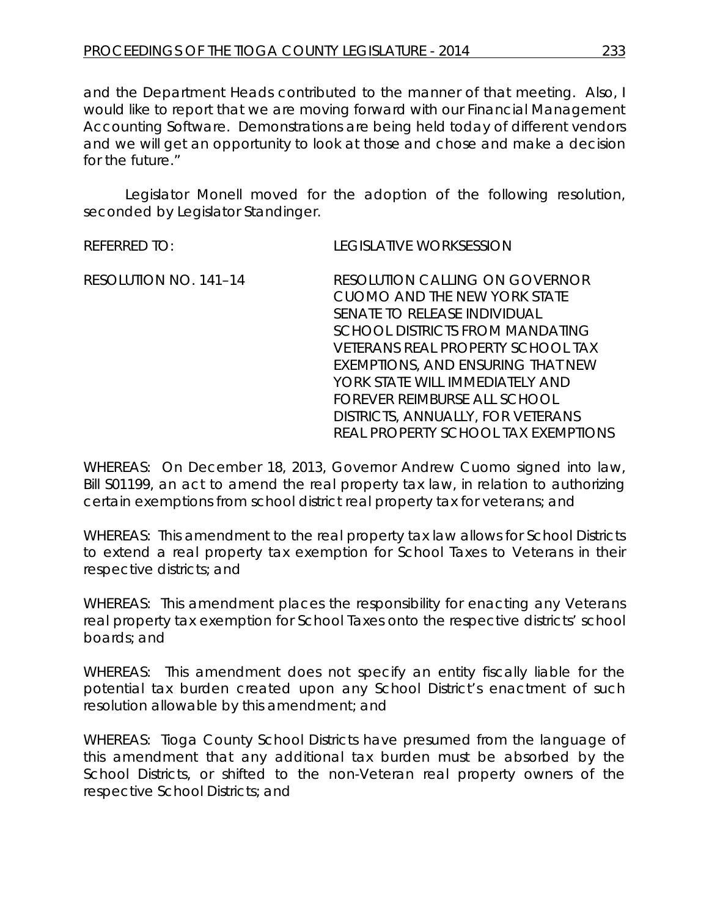and the Department Heads contributed to the manner of that meeting. Also, I would like to report that we are moving forward with our Financial Management Accounting Software. Demonstrations are being held today of different vendors and we will get an opportunity to look at those and chose and make a decision for the future."

Legislator Monell moved for the adoption of the following resolution, seconded by Legislator Standinger.

REFERRED TO: LEGISLATIVE WORKSESSION

RESOLUTION NO. 141–14 RESOLUTION CALLING ON GOVERNOR CUOMO AND THE NEW YORK STATE SENATE TO RELEASE INDIVIDUAL SCHOOL DISTRICTS FROM MANDATING VETERANS REAL PROPERTY SCHOOL TAX EXEMPTIONS, AND ENSURING THAT NEW YORK STATE WILL IMMEDIATELY AND FOREVER REIMBURSE ALL SCHOOL DISTRICTS, ANNUALLY, FOR VETERANS REAL PROPERTY SCHOOL TAX EXEMPTIONS

WHEREAS: On December 18, 2013, Governor Andrew Cuomo signed into law, Bill S01199, an act to amend the real property tax law, in relation to authorizing certain exemptions from school district real property tax for veterans; and

WHEREAS: This amendment to the real property tax law allows for School Districts to extend a real property tax exemption for School Taxes to Veterans in their respective districts; and

WHEREAS: This amendment places the responsibility for enacting any Veterans real property tax exemption for School Taxes onto the respective districts' school boards; and

WHEREAS: This amendment does not specify an entity fiscally liable for the potential tax burden created upon any School District's enactment of such resolution allowable by this amendment; and

WHEREAS: Tioga County School Districts have presumed from the language of this amendment that any additional tax burden must be absorbed by the School Districts, or shifted to the non-Veteran real property owners of the respective School Districts; and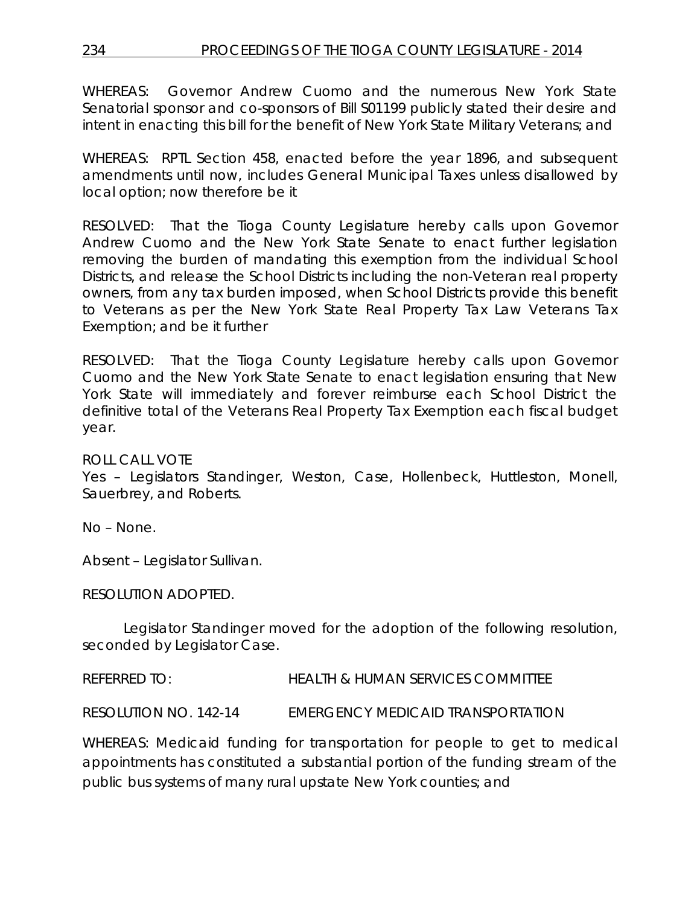WHEREAS: Governor Andrew Cuomo and the numerous New York State Senatorial sponsor and co-sponsors of Bill S01199 publicly stated their desire and intent in enacting this bill for the benefit of New York State Military Veterans; and

WHEREAS: RPTL Section 458, enacted before the year 1896, and subsequent amendments until now, includes General Municipal Taxes unless disallowed by local option; now therefore be it

RESOLVED: That the Tioga County Legislature hereby calls upon Governor Andrew Cuomo and the New York State Senate to enact further legislation removing the burden of mandating this exemption from the individual School Districts, and release the School Districts including the non-Veteran real property owners, from any tax burden imposed, when School Districts provide this benefit to Veterans as per the New York State Real Property Tax Law Veterans Tax Exemption; and be it further

RESOLVED: That the Tioga County Legislature hereby calls upon Governor Cuomo and the New York State Senate to enact legislation ensuring that New York State will immediately and forever reimburse each School District the definitive total of the Veterans Real Property Tax Exemption each fiscal budget year.

ROLL CALL VOTE
Yes – Legislators Standinger, Weston, Case, Hollenbeck, Huttleston, Monell, Sauerbrey, and Roberts.

No – None.

Absent – Legislator Sullivan.

RESOLUTION ADOPTED.

Legislator Standinger moved for the adoption of the following resolution, seconded by Legislator Case.

REFERRED TO: HEALTH & HUMAN SERVICES COMMITTEE

RESOLUTION NO. 142-14 EMERGENCY MEDICAID TRANSPORTATION

WHEREAS: Medicaid funding for transportation for people to get to medical appointments has constituted a substantial portion of the funding stream of the public bus systems of many rural upstate New York counties; and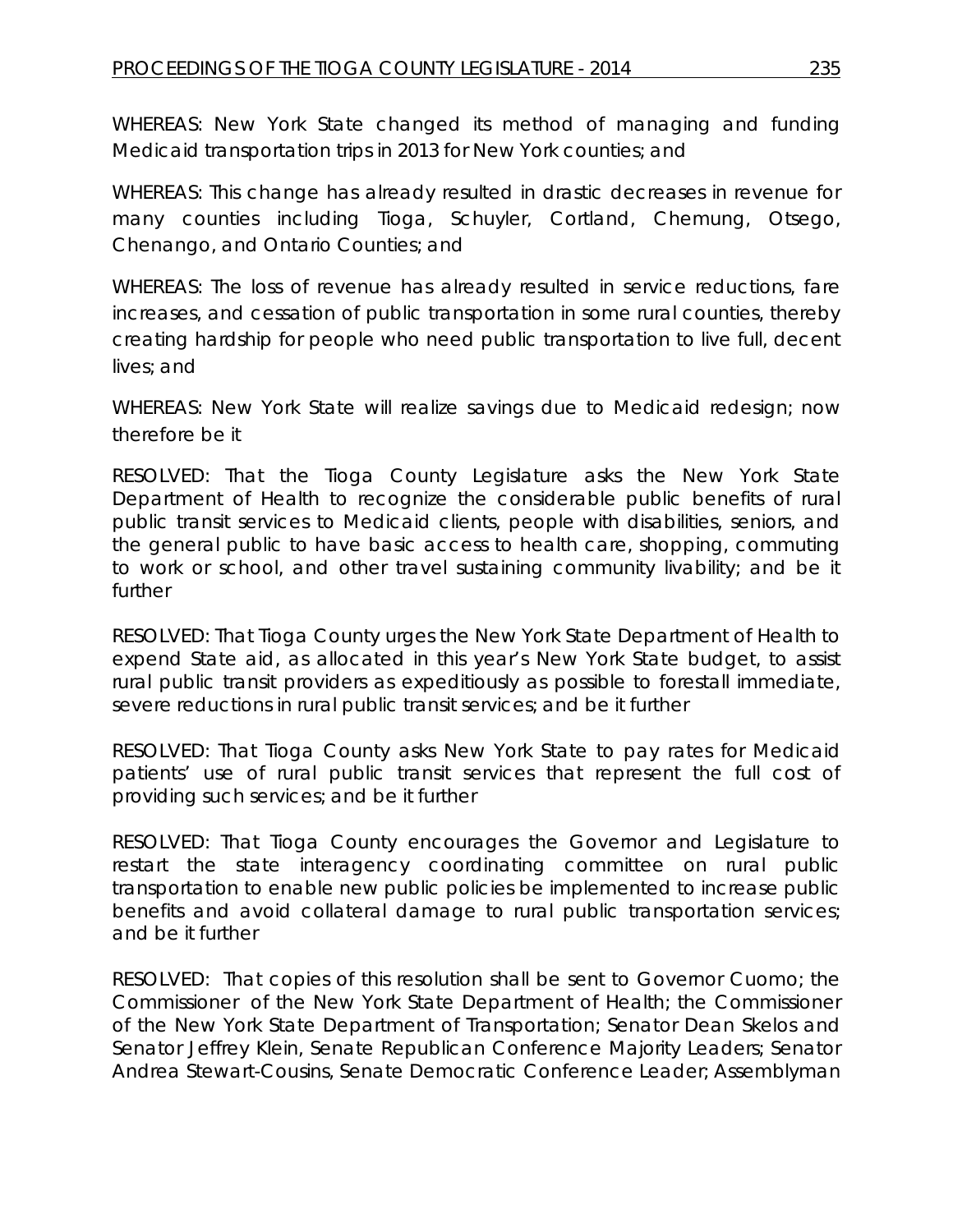WHEREAS: New York State changed its method of managing and funding Medicaid transportation trips in 2013 for New York counties; and

WHEREAS: This change has already resulted in drastic decreases in revenue for many counties including Tioga, Schuyler, Cortland, Chemung, Otsego, Chenango, and Ontario Counties; and

WHEREAS: The loss of revenue has already resulted in service reductions, fare increases, and cessation of public transportation in some rural counties, thereby creating hardship for people who need public transportation to live full, decent lives; and

WHEREAS: New York State will realize savings due to Medicaid redesign; now therefore be it

RESOLVED: That the Tioga County Legislature asks the New York State Department of Health to recognize the considerable public benefits of rural public transit services to Medicaid clients, people with disabilities, seniors, and the general public to have basic access to health care, shopping, commuting to work or school, and other travel sustaining community livability; and be it further

RESOLVED: That Tioga County urges the New York State Department of Health to expend State aid, as allocated in this year's New York State budget, to assist rural public transit providers as expeditiously as possible to forestall immediate, severe reductions in rural public transit services; and be it further

RESOLVED: That Tioga County asks New York State to pay rates for Medicaid patients' use of rural public transit services that represent the full cost of providing such services; and be it further

RESOLVED: That Tioga County encourages the Governor and Legislature to restart the state interagency coordinating committee on rural public transportation to enable new public policies be implemented to increase public benefits and avoid collateral damage to rural public transportation services; and be it further

RESOLVED: That copies of this resolution shall be sent to Governor Cuomo; the Commissioner of the New York State Department of Health; the Commissioner of the New York State Department of Transportation; Senator Dean Skelos and Senator Jeffrey Klein, Senate Republican Conference Majority Leaders; Senator Andrea Stewart-Cousins, Senate Democratic Conference Leader; Assemblyman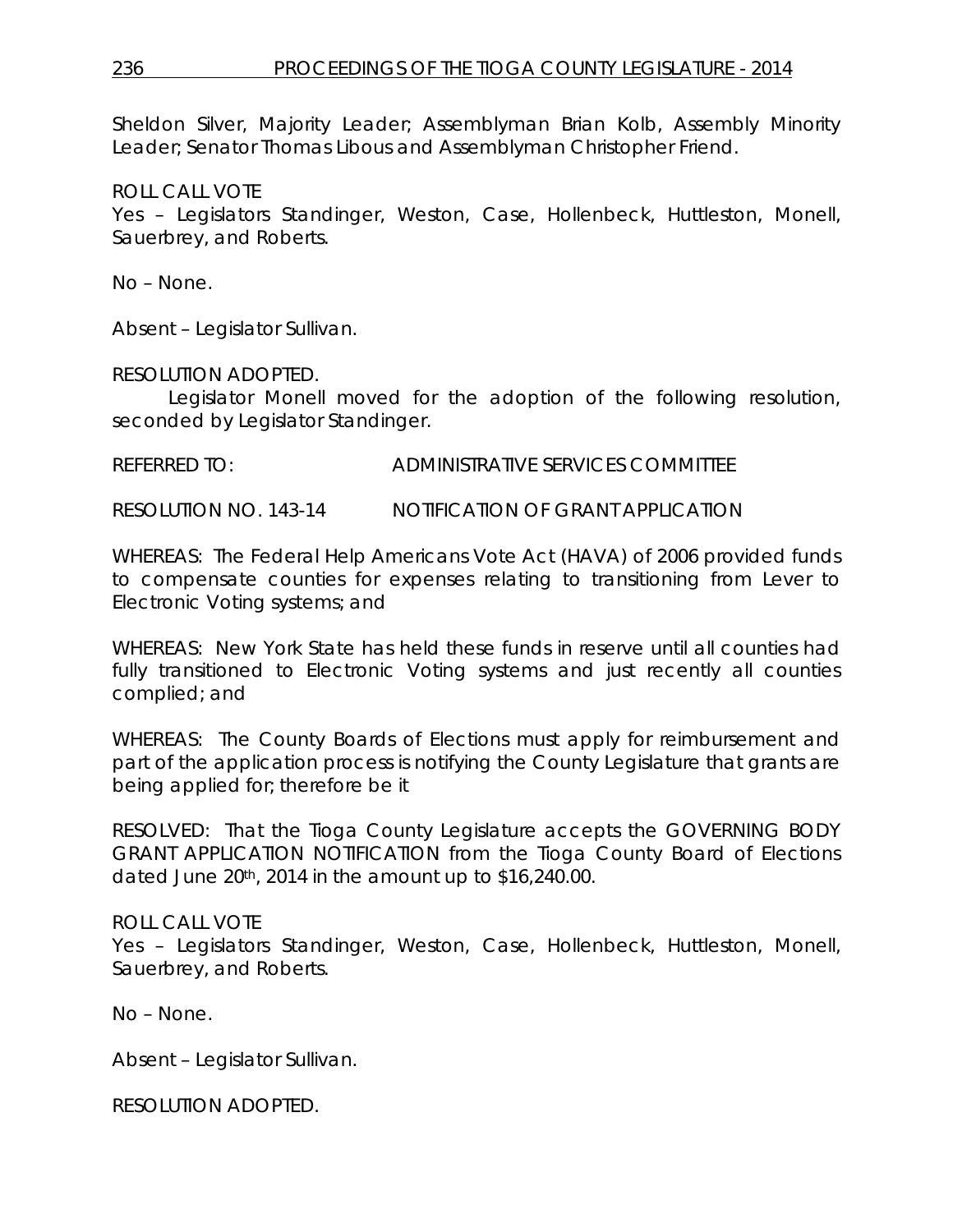Sheldon Silver, Majority Leader; Assemblyman Brian Kolb, Assembly Minority Leader; Senator Thomas Libous and Assemblyman Christopher Friend.

ROLL CALL VOTE
Yes – Legislators Standinger, Weston, Case, Hollenbeck, Huttleston, Monell, Sauerbrey, and Roberts.

No – None.

Absent – Legislator Sullivan.

RESOLUTION ADOPTED.

Legislator Monell moved for the adoption of the following resolution, seconded by Legislator Standinger.

REFERRED TO: ADMINISTRATIVE SERVICES COMMITTEE

RESOLUTION NO. 143-14 NOTIFICATION OF GRANT APPLICATION

WHEREAS: The Federal Help Americans Vote Act (HAVA) of 2006 provided funds to compensate counties for expenses relating to transitioning from Lever to Electronic Voting systems; and

WHEREAS: New York State has held these funds in reserve until all counties had fully transitioned to Electronic Voting systems and just recently all counties complied; and

WHEREAS: The County Boards of Elections must apply for reimbursement and part of the application process is notifying the County Legislature that grants are being applied for; therefore be it

RESOLVED: That the Tioga County Legislature accepts the GOVERNING BODY GRANT APPLICATION NOTIFICATION from the Tioga County Board of Elections dated June 20th, 2014 in the amount up to $16,240.00.

ROLL CALL VOTE
Yes – Legislators Standinger, Weston, Case, Hollenbeck, Huttleston, Monell, Sauerbrey, and Roberts.

No – None.

Absent – Legislator Sullivan.

RESOLUTION ADOPTED.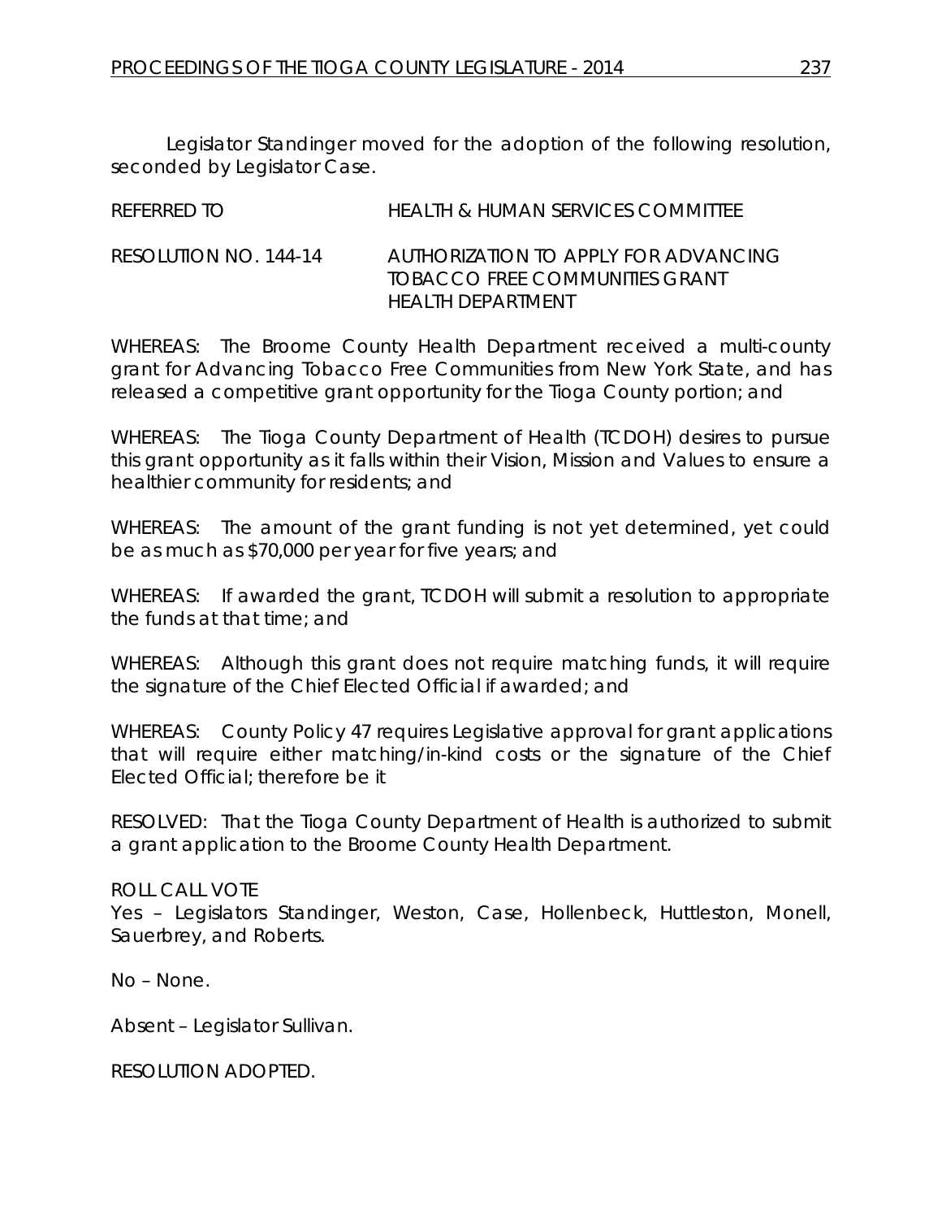Legislator Standinger moved for the adoption of the following resolution, seconded by Legislator Case.

REFERRED TO HEALTH & HUMAN SERVICES COMMITTEE

RESOLUTION NO. 144-14 AUTHORIZATION TO APPLY FOR ADVANCING TOBACCO FREE COMMUNITIES GRANT HEALTH DEPARTMENT

WHEREAS: The Broome County Health Department received a multi-county grant for Advancing Tobacco Free Communities from New York State, and has released a competitive grant opportunity for the Tioga County portion; and

WHEREAS: The Tioga County Department of Health (TCDOH) desires to pursue this grant opportunity as it falls within their Vision, Mission and Values to ensure a healthier community for residents; and

WHEREAS: The amount of the grant funding is not yet determined, yet could be as much as $70,000 per year for five years; and

WHEREAS: If awarded the grant, TCDOH will submit a resolution to appropriate the funds at that time; and

WHEREAS: Although this grant does not require matching funds, it will require the signature of the Chief Elected Official if awarded; and

WHEREAS: County Policy 47 requires Legislative approval for grant applications that will require either matching/in-kind costs or the signature of the Chief Elected Official; therefore be it

RESOLVED: That the Tioga County Department of Health is authorized to submit a grant application to the Broome County Health Department.

ROLL CALL VOTE
Yes – Legislators Standinger, Weston, Case, Hollenbeck, Huttleston, Monell, Sauerbrey, and Roberts.

No – None.

Absent – Legislator Sullivan.

RESOLUTION ADOPTED.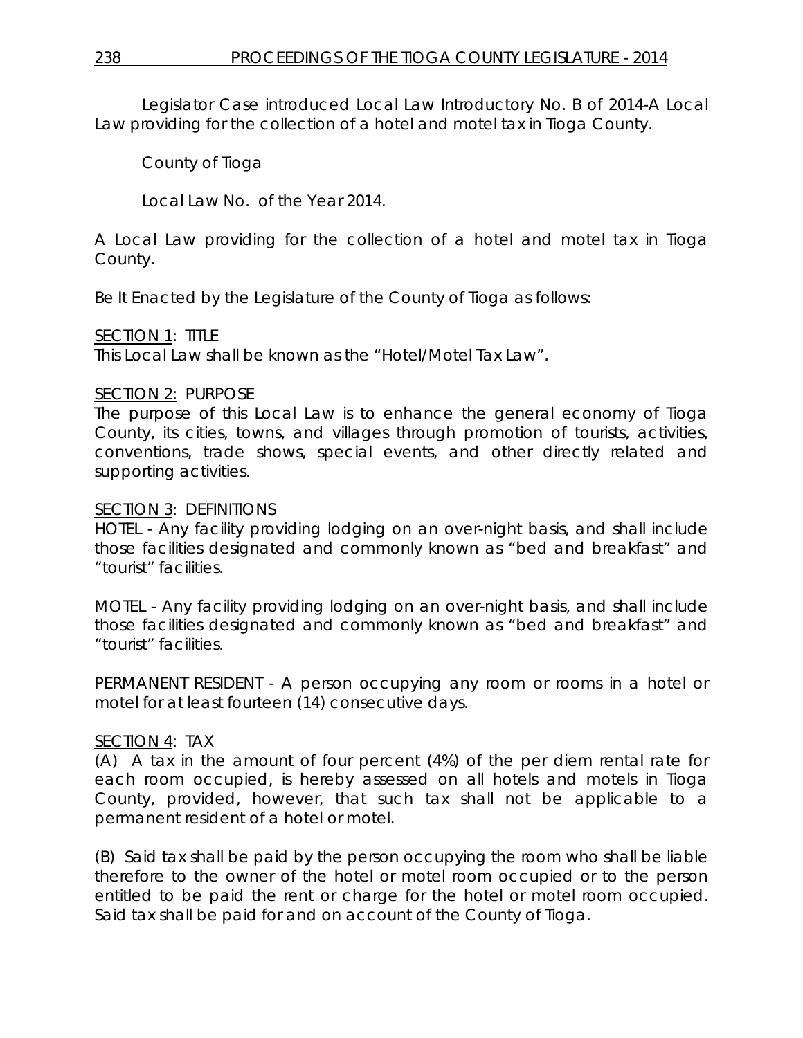Legislator Case introduced Local Law Introductory No. B of 2014-A Local Law providing for the collection of a hotel and motel tax in Tioga County.

County of Tioga

Local Law No. of the Year 2014.

A Local Law providing for the collection of a hotel and motel tax in Tioga County.

Be It Enacted by the Legislature of the County of Tioga as follows:

SECTION 1: TITLE
This Local Law shall be known as the "Hotel/Motel Tax Law".

SECTION 2: PURPOSE
The purpose of this Local Law is to enhance the general economy of Tioga County, its cities, towns, and villages through promotion of tourists, activities, conventions, trade shows, special events, and other directly related and supporting activities.

SECTION 3: DEFINITIONS
HOTEL - Any facility providing lodging on an over-night basis, and shall include those facilities designated and commonly known as "bed and breakfast" and "tourist" facilities.

MOTEL - Any facility providing lodging on an over-night basis, and shall include those facilities designated and commonly known as "bed and breakfast" and "tourist" facilities.

PERMANENT RESIDENT - A person occupying any room or rooms in a hotel or motel for at least fourteen (14) consecutive days.

SECTION 4: TAX
(A) A tax in the amount of four percent (4%) of the per diem rental rate for each room occupied, is hereby assessed on all hotels and motels in Tioga County, provided, however, that such tax shall not be applicable to a permanent resident of a hotel or motel.

(B) Said tax shall be paid by the person occupying the room who shall be liable therefore to the owner of the hotel or motel room occupied or to the person entitled to be paid the rent or charge for the hotel or motel room occupied. Said tax shall be paid for and on account of the County of Tioga.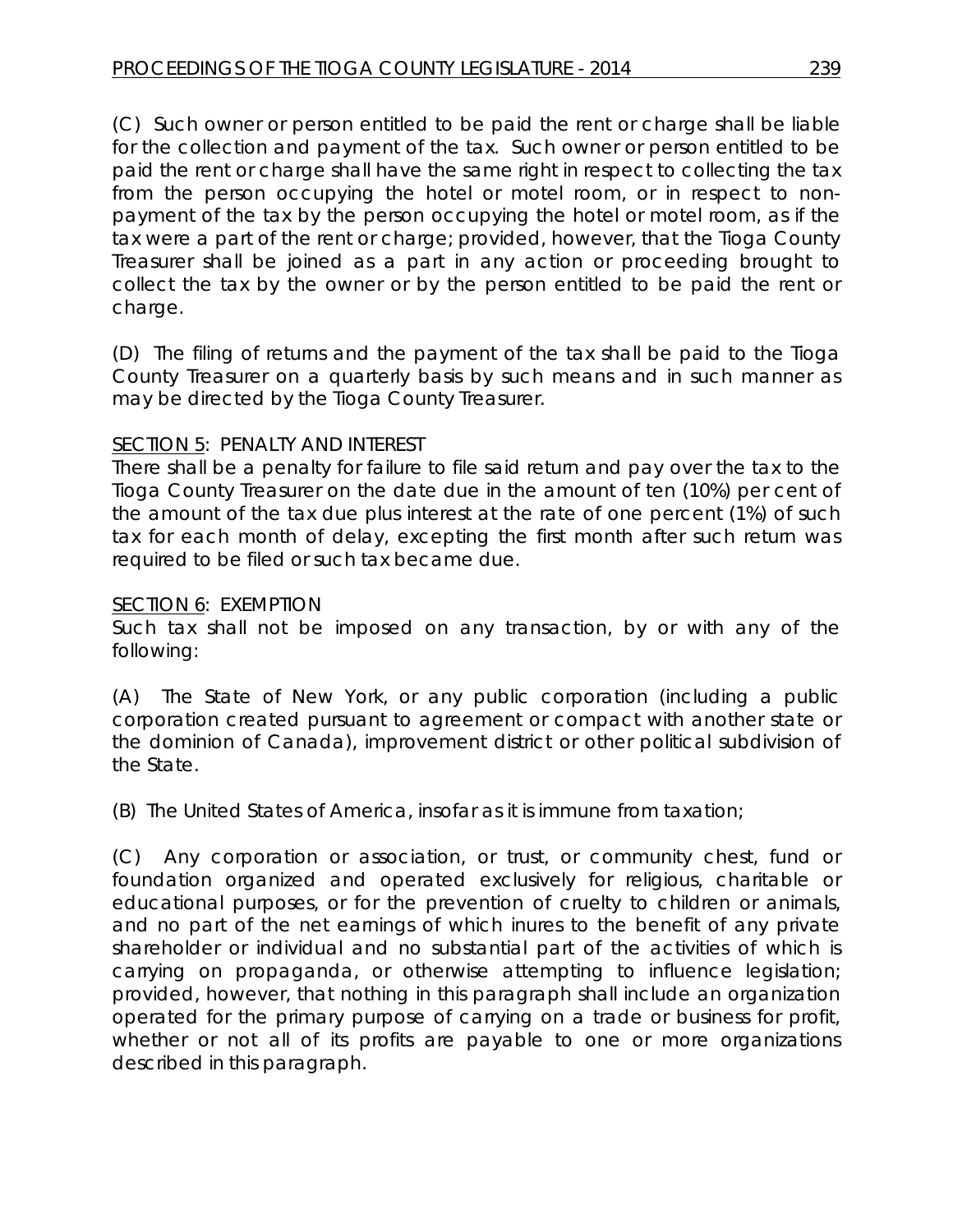(C) Such owner or person entitled to be paid the rent or charge shall be liable for the collection and payment of the tax. Such owner or person entitled to be paid the rent or charge shall have the same right in respect to collecting the tax from the person occupying the hotel or motel room, or in respect to non-payment of the tax by the person occupying the hotel or motel room, as if the tax were a part of the rent or charge; provided, however, that the Tioga County Treasurer shall be joined as a part in any action or proceeding brought to collect the tax by the owner or by the person entitled to be paid the rent or charge.

(D) The filing of returns and the payment of the tax shall be paid to the Tioga County Treasurer on a quarterly basis by such means and in such manner as may be directed by the Tioga County Treasurer.

SECTION 5: PENALTY AND INTEREST

There shall be a penalty for failure to file said return and pay over the tax to the Tioga County Treasurer on the date due in the amount of ten (10%) per cent of the amount of the tax due plus interest at the rate of one percent (1%) of such tax for each month of delay, excepting the first month after such return was required to be filed or such tax became due.

SECTION 6: EXEMPTION

Such tax shall not be imposed on any transaction, by or with any of the following:

(A) The State of New York, or any public corporation (including a public corporation created pursuant to agreement or compact with another state or the dominion of Canada), improvement district or other political subdivision of the State.

(B) The United States of America, insofar as it is immune from taxation;

(C) Any corporation or association, or trust, or community chest, fund or foundation organized and operated exclusively for religious, charitable or educational purposes, or for the prevention of cruelty to children or animals, and no part of the net earnings of which inures to the benefit of any private shareholder or individual and no substantial part of the activities of which is carrying on propaganda, or otherwise attempting to influence legislation; provided, however, that nothing in this paragraph shall include an organization operated for the primary purpose of carrying on a trade or business for profit, whether or not all of its profits are payable to one or more organizations described in this paragraph.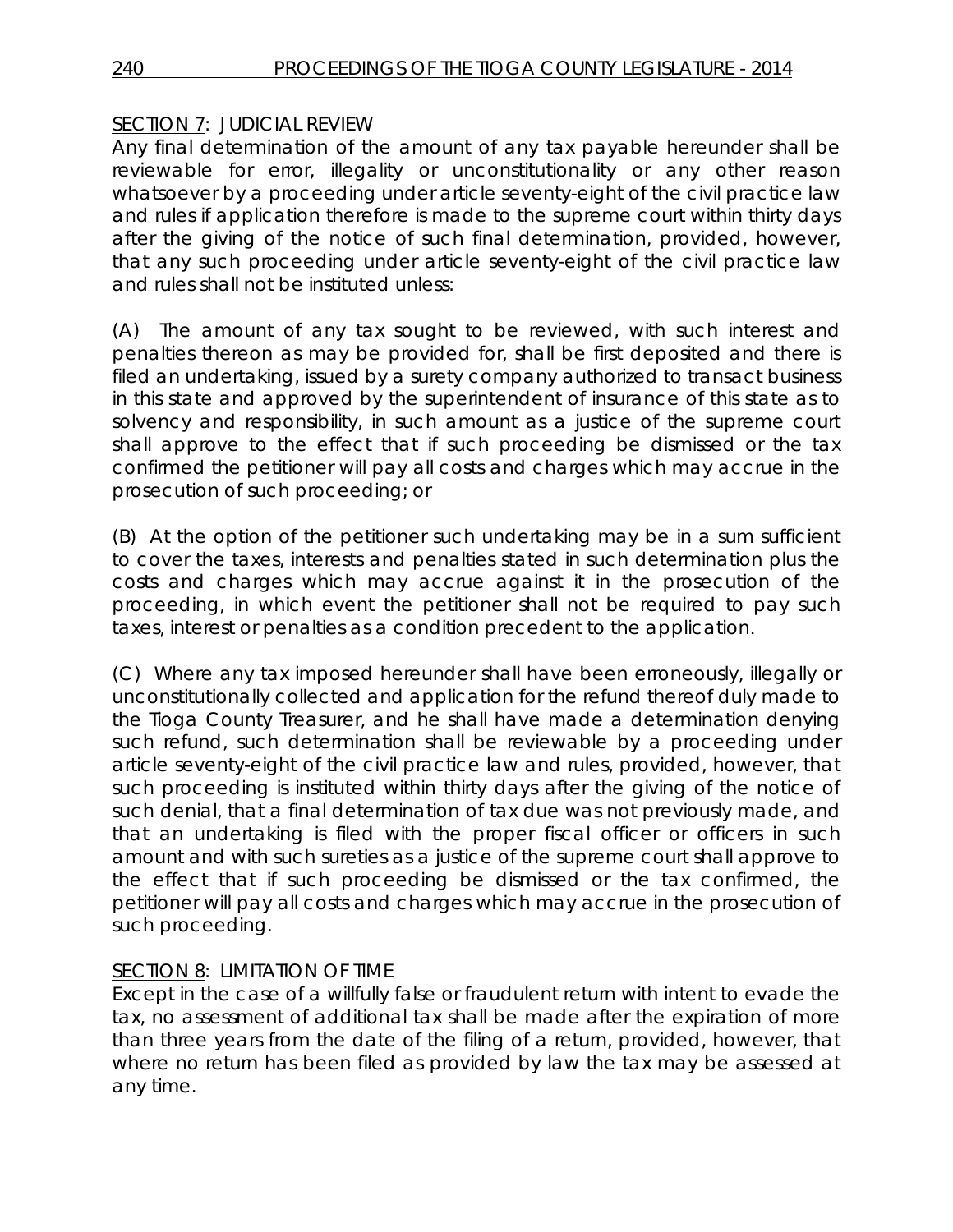SECTION 7: JUDICIAL REVIEW

Any final determination of the amount of any tax payable hereunder shall be reviewable for error, illegality or unconstitutionality or any other reason whatsoever by a proceeding under article seventy-eight of the civil practice law and rules if application therefore is made to the supreme court within thirty days after the giving of the notice of such final determination, provided, however, that any such proceeding under article seventy-eight of the civil practice law and rules shall not be instituted unless:

(A) The amount of any tax sought to be reviewed, with such interest and penalties thereon as may be provided for, shall be first deposited and there is filed an undertaking, issued by a surety company authorized to transact business in this state and approved by the superintendent of insurance of this state as to solvency and responsibility, in such amount as a justice of the supreme court shall approve to the effect that if such proceeding be dismissed or the tax confirmed the petitioner will pay all costs and charges which may accrue in the prosecution of such proceeding; or

(B) At the option of the petitioner such undertaking may be in a sum sufficient to cover the taxes, interests and penalties stated in such determination plus the costs and charges which may accrue against it in the prosecution of the proceeding, in which event the petitioner shall not be required to pay such taxes, interest or penalties as a condition precedent to the application.

(C) Where any tax imposed hereunder shall have been erroneously, illegally or unconstitutionally collected and application for the refund thereof duly made to the Tioga County Treasurer, and he shall have made a determination denying such refund, such determination shall be reviewable by a proceeding under article seventy-eight of the civil practice law and rules, provided, however, that such proceeding is instituted within thirty days after the giving of the notice of such denial, that a final determination of tax due was not previously made, and that an undertaking is filed with the proper fiscal officer or officers in such amount and with such sureties as a justice of the supreme court shall approve to the effect that if such proceeding be dismissed or the tax confirmed, the petitioner will pay all costs and charges which may accrue in the prosecution of such proceeding.

SECTION 8: LIMITATION OF TIME

Except in the case of a willfully false or fraudulent return with intent to evade the tax, no assessment of additional tax shall be made after the expiration of more than three years from the date of the filing of a return, provided, however, that where no return has been filed as provided by law the tax may be assessed at any time.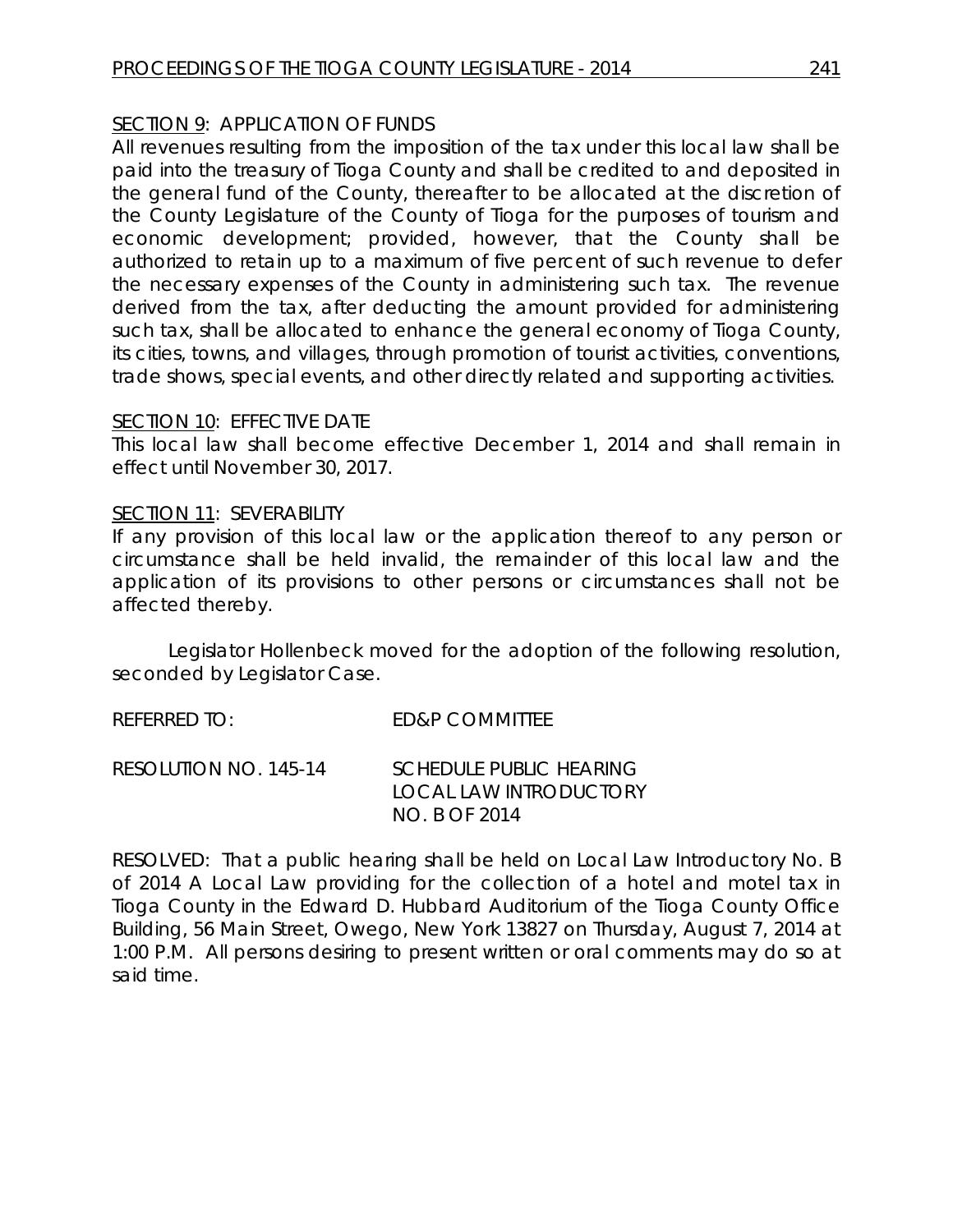SECTION 9: APPLICATION OF FUNDS

All revenues resulting from the imposition of the tax under this local law shall be paid into the treasury of Tioga County and shall be credited to and deposited in the general fund of the County, thereafter to be allocated at the discretion of the County Legislature of the County of Tioga for the purposes of tourism and economic development; provided, however, that the County shall be authorized to retain up to a maximum of five percent of such revenue to defer the necessary expenses of the County in administering such tax. The revenue derived from the tax, after deducting the amount provided for administering such tax, shall be allocated to enhance the general economy of Tioga County, its cities, towns, and villages, through promotion of tourist activities, conventions, trade shows, special events, and other directly related and supporting activities.

SECTION 10: EFFECTIVE DATE

This local law shall become effective December 1, 2014 and shall remain in effect until November 30, 2017.

SECTION 11: SEVERABILITY

If any provision of this local law or the application thereof to any person or circumstance shall be held invalid, the remainder of this local law and the application of its provisions to other persons or circumstances shall not be affected thereby.

Legislator Hollenbeck moved for the adoption of the following resolution, seconded by Legislator Case.

REFERRED TO: ED&P COMMITTEE

RESOLUTION NO. 145-14 SCHEDULE PUBLIC HEARING LOCAL LAW INTRODUCTORY NO. B OF 2014

RESOLVED: That a public hearing shall be held on Local Law Introductory No. B of 2014 A Local Law providing for the collection of a hotel and motel tax in Tioga County in the Edward D. Hubbard Auditorium of the Tioga County Office Building, 56 Main Street, Owego, New York 13827 on Thursday, August 7, 2014 at 1:00 P.M. All persons desiring to present written or oral comments may do so at said time.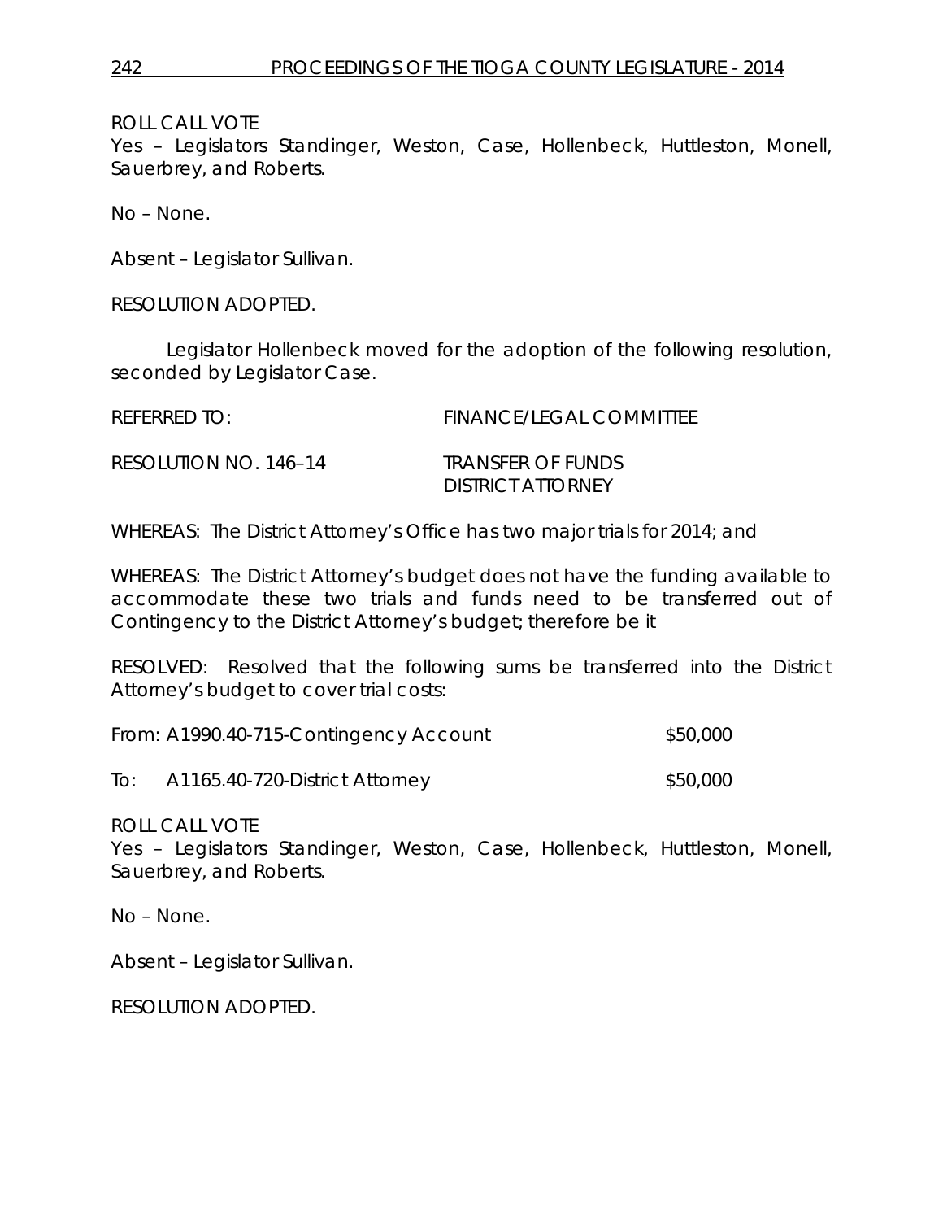ROLL CALL VOTE
Yes – Legislators Standinger, Weston, Case, Hollenbeck, Huttleston, Monell, Sauerbrey, and Roberts.

No – None.

Absent – Legislator Sullivan.

RESOLUTION ADOPTED.

Legislator Hollenbeck moved for the adoption of the following resolution, seconded by Legislator Case.

REFERRED TO: FINANCE/LEGAL COMMITTEE

RESOLUTION NO. 146–14 TRANSFER OF FUNDS DISTRICT ATTORNEY

WHEREAS: The District Attorney's Office has two major trials for 2014; and

WHEREAS: The District Attorney's budget does not have the funding available to accommodate these two trials and funds need to be transferred out of Contingency to the District Attorney's budget; therefore be it

RESOLVED: Resolved that the following sums be transferred into the District Attorney's budget to cover trial costs:

| | |
|---|---|
| From: A1990.40-715-Contingency Account | $50,000 |
| To: A1165.40-720-District Attorney | $50,000 |

ROLL CALL VOTE
Yes – Legislators Standinger, Weston, Case, Hollenbeck, Huttleston, Monell, Sauerbrey, and Roberts.

No – None.

Absent – Legislator Sullivan.

RESOLUTION ADOPTED.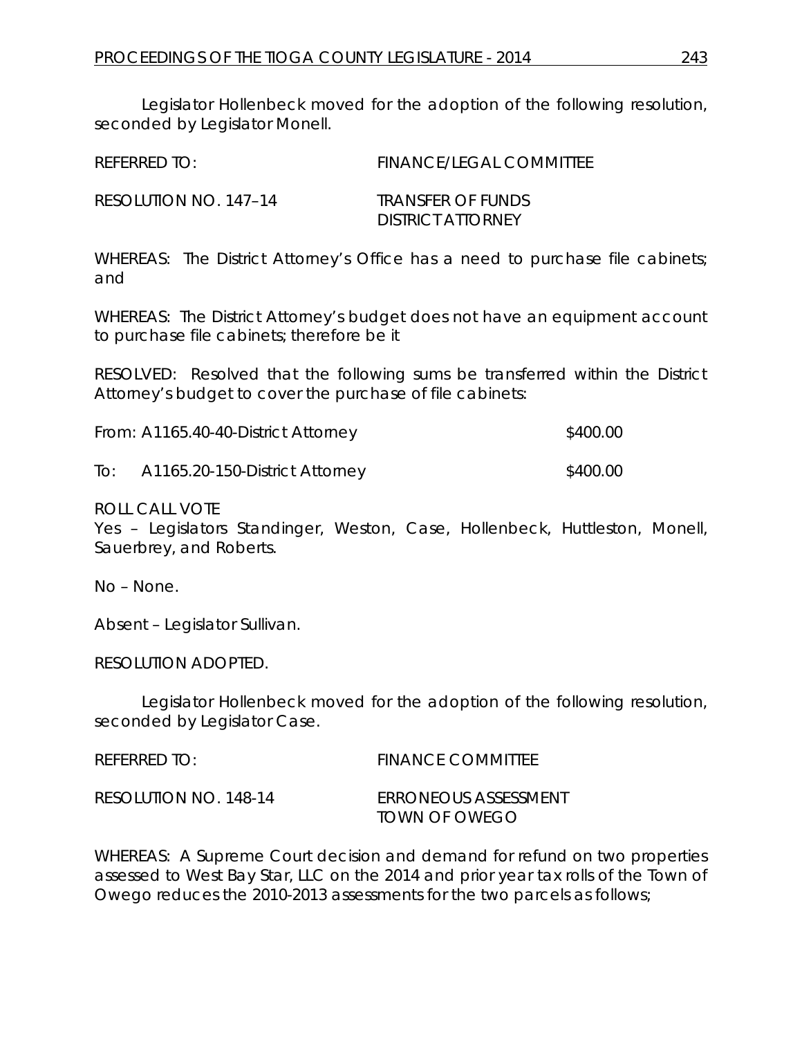Legislator Hollenbeck moved for the adoption of the following resolution, seconded by Legislator Monell.

| | |
|---|---|
| REFERRED TO: | FINANCE/LEGAL COMMITTEE |
| RESOLUTION NO. 147–14 | TRANSFER OF FUNDS<br>DISTRICT ATTORNEY |

WHEREAS: The District Attorney's Office has a need to purchase file cabinets; and

WHEREAS: The District Attorney's budget does not have an equipment account to purchase file cabinets; therefore be it

RESOLVED: Resolved that the following sums be transferred within the District Attorney's budget to cover the purchase of file cabinets:

| | |
|---|---|
| From: A1165.40-40-District Attorney | $400.00 |
| To: A1165.20-150-District Attorney | $400.00 |

ROLL CALL VOTE
Yes – Legislators Standinger, Weston, Case, Hollenbeck, Huttleston, Monell, Sauerbrey, and Roberts.

No – None.

Absent – Legislator Sullivan.

RESOLUTION ADOPTED.

Legislator Hollenbeck moved for the adoption of the following resolution, seconded by Legislator Case.

| | |
|---|---|
| REFERRED TO: | FINANCE COMMITTEE |
| RESOLUTION NO. 148-14 | ERRONEOUS ASSESSMENT<br>TOWN OF OWEGO |

WHEREAS: A Supreme Court decision and demand for refund on two properties assessed to West Bay Star, LLC on the 2014 and prior year tax rolls of the Town of Owego reduces the 2010-2013 assessments for the two parcels as follows;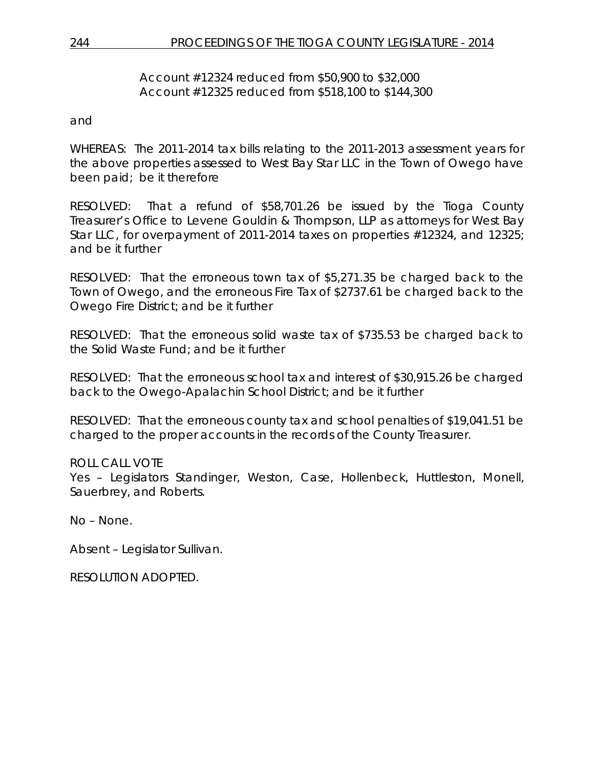Account #12324 reduced from $50,900 to $32,000
Account #12325 reduced from $518,100 to $144,300

and

WHEREAS: The 2011-2014 tax bills relating to the 2011-2013 assessment years for the above properties assessed to West Bay Star LLC in the Town of Owego have been paid; be it therefore

RESOLVED: That a refund of $58,701.26 be issued by the Tioga County Treasurer's Office to Levene Gouldin & Thompson, LLP as attorneys for West Bay Star LLC, for overpayment of 2011-2014 taxes on properties #12324, and 12325; and be it further

RESOLVED: That the erroneous town tax of $5,271.35 be charged back to the Town of Owego, and the erroneous Fire Tax of $2737.61 be charged back to the Owego Fire District; and be it further

RESOLVED: That the erroneous solid waste tax of $735.53 be charged back to the Solid Waste Fund; and be it further

RESOLVED: That the erroneous school tax and interest of $30,915.26 be charged back to the Owego-Apalachin School District; and be it further

RESOLVED: That the erroneous county tax and school penalties of $19,041.51 be charged to the proper accounts in the records of the County Treasurer.

ROLL CALL VOTE
Yes – Legislators Standinger, Weston, Case, Hollenbeck, Huttleston, Monell, Sauerbrey, and Roberts.

No – None.

Absent – Legislator Sullivan.

RESOLUTION ADOPTED.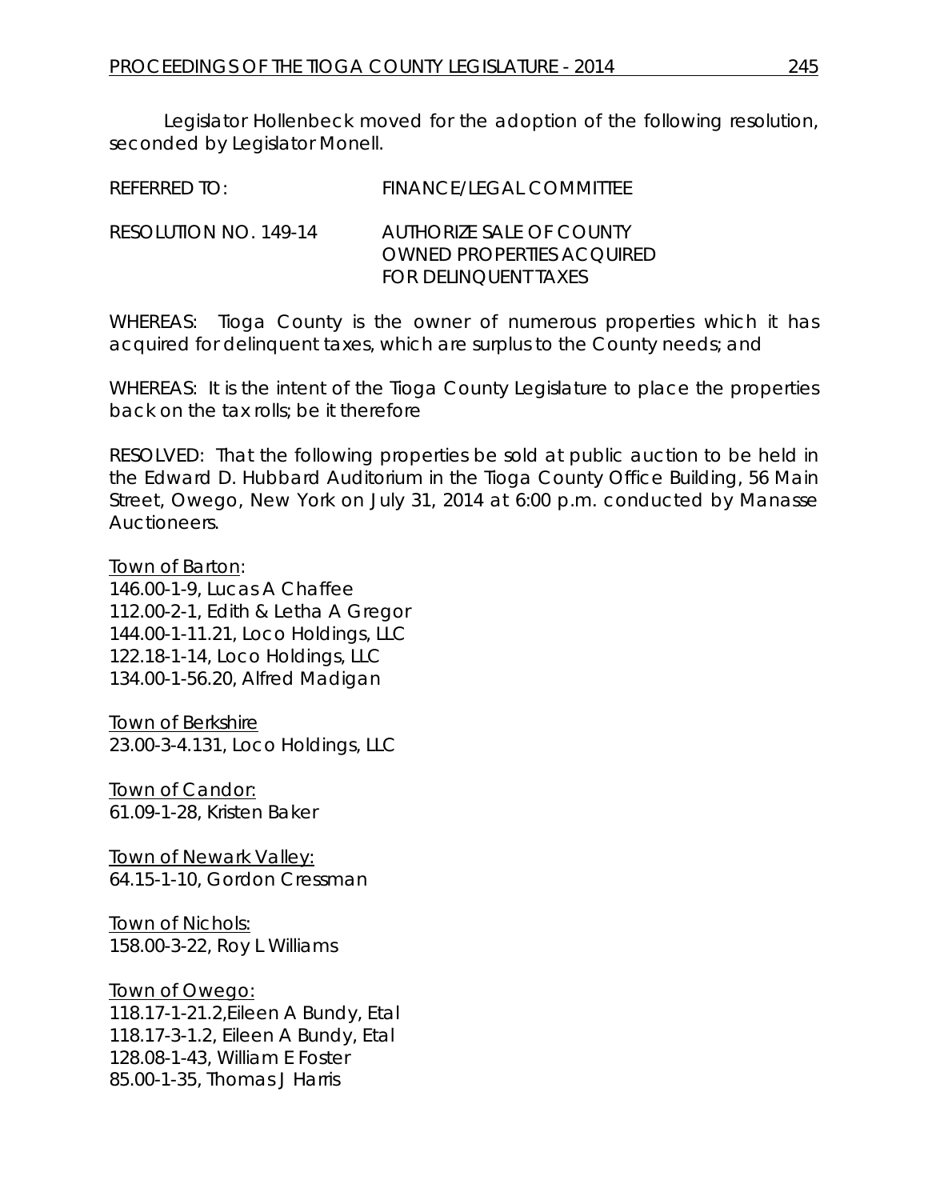Legislator Hollenbeck moved for the adoption of the following resolution, seconded by Legislator Monell.

REFERRED TO: FINANCE/LEGAL COMMITTEE

RESOLUTION NO. 149-14 AUTHORIZE SALE OF COUNTY OWNED PROPERTIES ACQUIRED FOR DELINQUENT TAXES

WHEREAS: Tioga County is the owner of numerous properties which it has acquired for delinquent taxes, which are surplus to the County needs; and

WHEREAS: It is the intent of the Tioga County Legislature to place the properties back on the tax rolls; be it therefore

RESOLVED: That the following properties be sold at public auction to be held in the Edward D. Hubbard Auditorium in the Tioga County Office Building, 56 Main Street, Owego, New York on July 31, 2014 at 6:00 p.m. conducted by Manasse Auctioneers.

Town of Barton:
146.00-1-9, Lucas A Chaffee
112.00-2-1, Edith & Letha A Gregor
144.00-1-11.21, Loco Holdings, LLC
122.18-1-14, Loco Holdings, LLC
134.00-1-56.20, Alfred Madigan

Town of Berkshire
23.00-3-4.131, Loco Holdings, LLC

Town of Candor:
61.09-1-28, Kristen Baker

Town of Newark Valley:
64.15-1-10, Gordon Cressman

Town of Nichols:
158.00-3-22, Roy L Williams

Town of Owego:
118.17-1-21.2,Eileen A Bundy, Etal
118.17-3-1.2, Eileen A Bundy, Etal
128.08-1-43, William E Foster
85.00-1-35, Thomas J Harris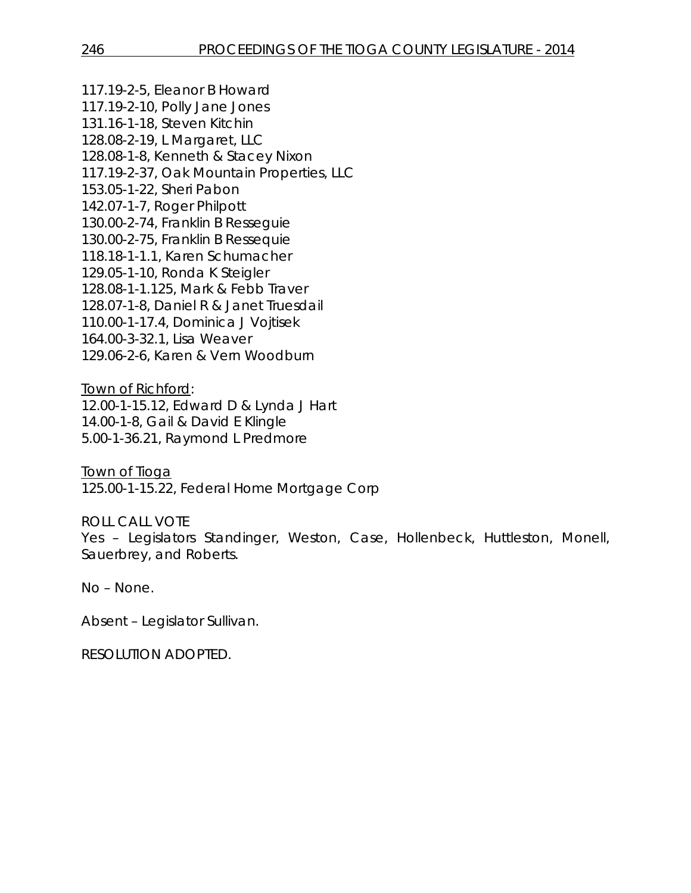117.19-2-5, Eleanor B Howard
117.19-2-10, Polly Jane Jones
131.16-1-18, Steven Kitchin
128.08-2-19, L Margaret, LLC
128.08-1-8, Kenneth & Stacey Nixon
117.19-2-37, Oak Mountain Properties, LLC
153.05-1-22, Sheri Pabon
142.07-1-7, Roger Philpott
130.00-2-74, Franklin B Resseguie
130.00-2-75, Franklin B Ressequie
118.18-1-1.1, Karen Schumacher
129.05-1-10, Ronda K Steigler
128.08-1-1.125, Mark & Febb Traver
128.07-1-8, Daniel R & Janet Truesdail
110.00-1-17.4, Dominica J Vojtisek
164.00-3-32.1, Lisa Weaver
129.06-2-6, Karen & Vern Woodburn

Town of Richford:
12.00-1-15.12, Edward D & Lynda J Hart
14.00-1-8, Gail & David E Klingle
5.00-1-36.21, Raymond L Predmore

Town of Tioga
125.00-1-15.22, Federal Home Mortgage Corp

ROLL CALL VOTE
Yes – Legislators Standinger, Weston, Case, Hollenbeck, Huttleston, Monell, Sauerbrey, and Roberts.

No – None.

Absent – Legislator Sullivan.

RESOLUTION ADOPTED.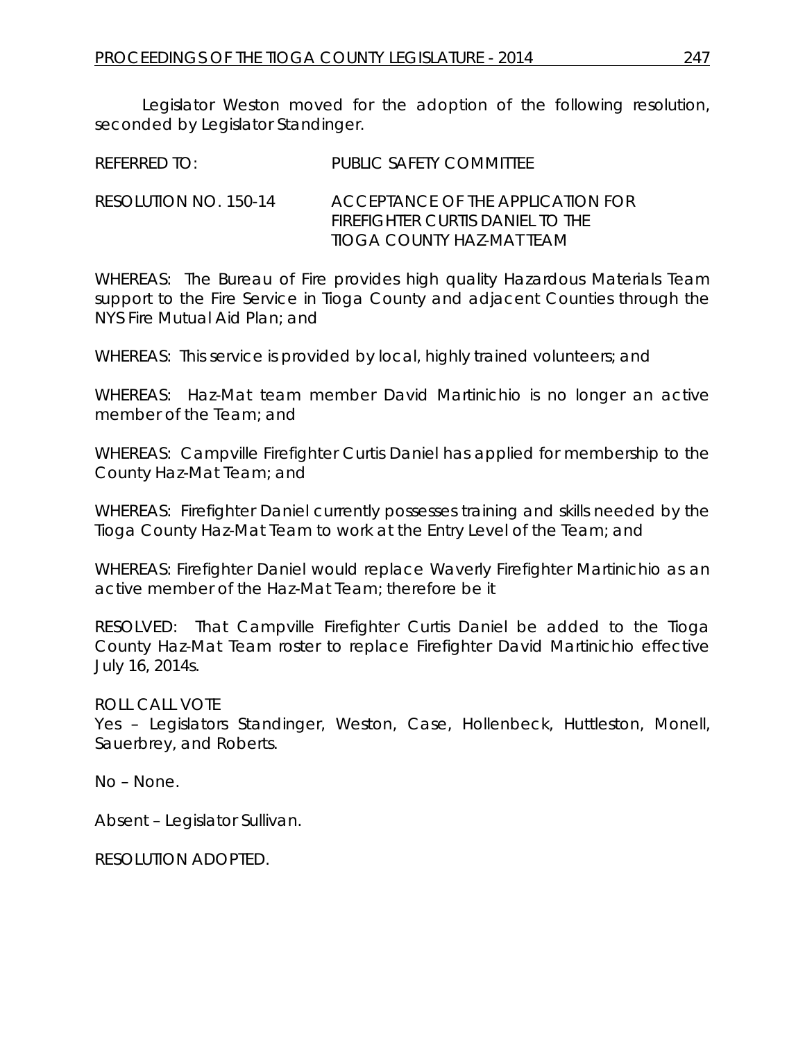Legislator Weston moved for the adoption of the following resolution, seconded by Legislator Standinger.

REFERRED TO: PUBLIC SAFETY COMMITTEE

RESOLUTION NO. 150-14 ACCEPTANCE OF THE APPLICATION FOR FIREFIGHTER CURTIS DANIEL TO THE TIOGA COUNTY HAZ-MAT TEAM

WHEREAS: The Bureau of Fire provides high quality Hazardous Materials Team support to the Fire Service in Tioga County and adjacent Counties through the NYS Fire Mutual Aid Plan; and

WHEREAS: This service is provided by local, highly trained volunteers; and

WHEREAS: Haz-Mat team member David Martinichio is no longer an active member of the Team; and

WHEREAS: Campville Firefighter Curtis Daniel has applied for membership to the County Haz-Mat Team; and

WHEREAS: Firefighter Daniel currently possesses training and skills needed by the Tioga County Haz-Mat Team to work at the Entry Level of the Team; and

WHEREAS: Firefighter Daniel would replace Waverly Firefighter Martinichio as an active member of the Haz-Mat Team; therefore be it

RESOLVED: That Campville Firefighter Curtis Daniel be added to the Tioga County Haz-Mat Team roster to replace Firefighter David Martinichio effective July 16, 2014s.

ROLL CALL VOTE
Yes – Legislators Standinger, Weston, Case, Hollenbeck, Huttleston, Monell, Sauerbrey, and Roberts.

No – None.

Absent – Legislator Sullivan.

RESOLUTION ADOPTED.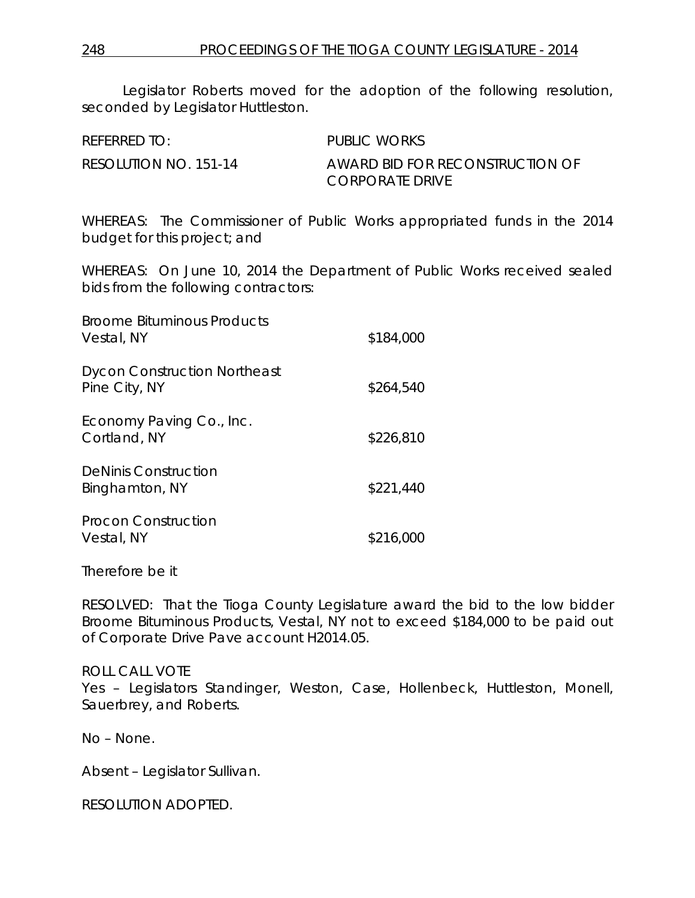Legislator Roberts moved for the adoption of the following resolution, seconded by Legislator Huttleston.

REFERRED TO: PUBLIC WORKS

RESOLUTION NO. 151-14 AWARD BID FOR RECONSTRUCTION OF CORPORATE DRIVE

WHEREAS: The Commissioner of Public Works appropriated funds in the 2014 budget for this project; and

WHEREAS: On June 10, 2014 the Department of Public Works received sealed bids from the following contractors:

| | |
|---|---|
| Broome Bituminous Products<br>Vestal, NY | \$184,000 |
| Dycon Construction Northeast<br>Pine City, NY | \$264,540 |
| Economy Paving Co., Inc.<br>Cortland, NY | \$226,810 |
| DeNinis Construction<br>Binghamton, NY | \$221,440 |
| Procon Construction<br>Vestal, NY | \$216,000 |

Therefore be it

RESOLVED: That the Tioga County Legislature award the bid to the low bidder Broome Bituminous Products, Vestal, NY not to exceed \$184,000 to be paid out of Corporate Drive Pave account H2014.05.

ROLL CALL VOTE
Yes – Legislators Standinger, Weston, Case, Hollenbeck, Huttleston, Monell, Sauerbrey, and Roberts.

No – None.

Absent – Legislator Sullivan.

RESOLUTION ADOPTED.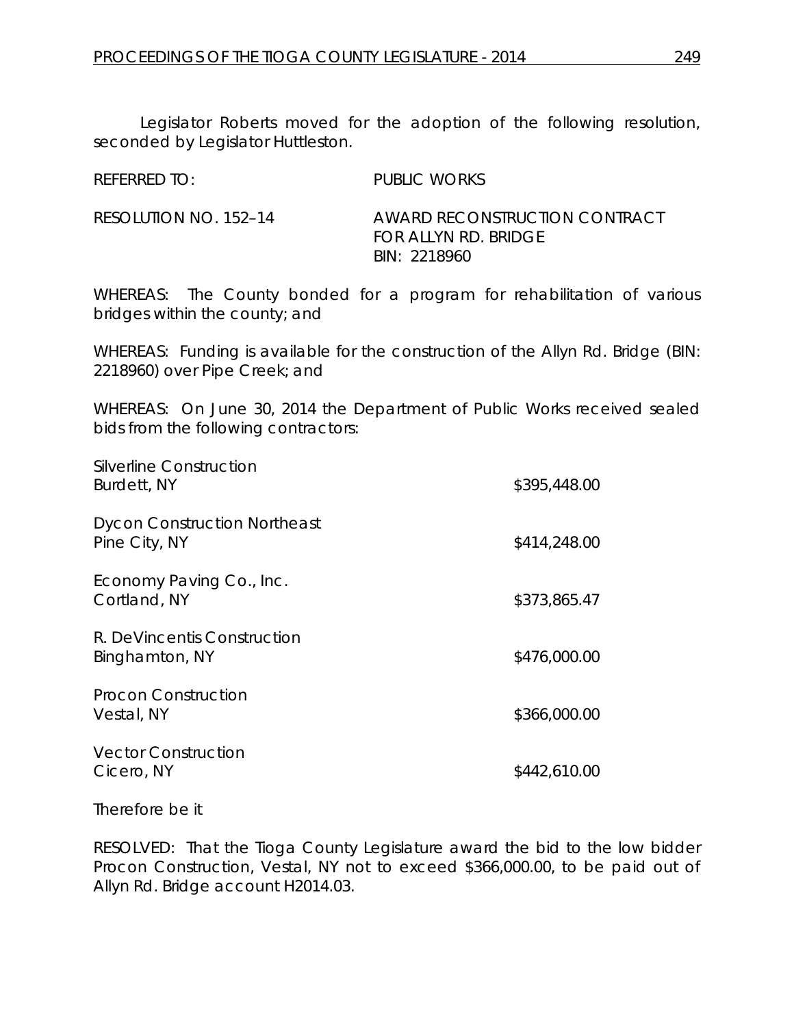Legislator Roberts moved for the adoption of the following resolution, seconded by Legislator Huttleston.

REFERRED TO: PUBLIC WORKS

RESOLUTION NO. 152–14 AWARD RECONSTRUCTION CONTRACT FOR ALLYN RD. BRIDGE BIN: 2218960

WHEREAS: The County bonded for a program for rehabilitation of various bridges within the county; and

WHEREAS: Funding is available for the construction of the Allyn Rd. Bridge (BIN: 2218960) over Pipe Creek; and

WHEREAS: On June 30, 2014 the Department of Public Works received sealed bids from the following contractors:

| | |
|---|---|
| Silverline Construction<br>Burdett, NY | $395,448.00 |
| Dycon Construction Northeast<br>Pine City, NY | $414,248.00 |
| Economy Paving Co., Inc.<br>Cortland, NY | $373,865.47 |
| R. DeVincentis Construction<br>Binghamton, NY | $476,000.00 |
| Procon Construction<br>Vestal, NY | $366,000.00 |
| Vector Construction<br>Cicero, NY | $442,610.00 |

Therefore be it

RESOLVED: That the Tioga County Legislature award the bid to the low bidder Procon Construction, Vestal, NY not to exceed $366,000.00, to be paid out of Allyn Rd. Bridge account H2014.03.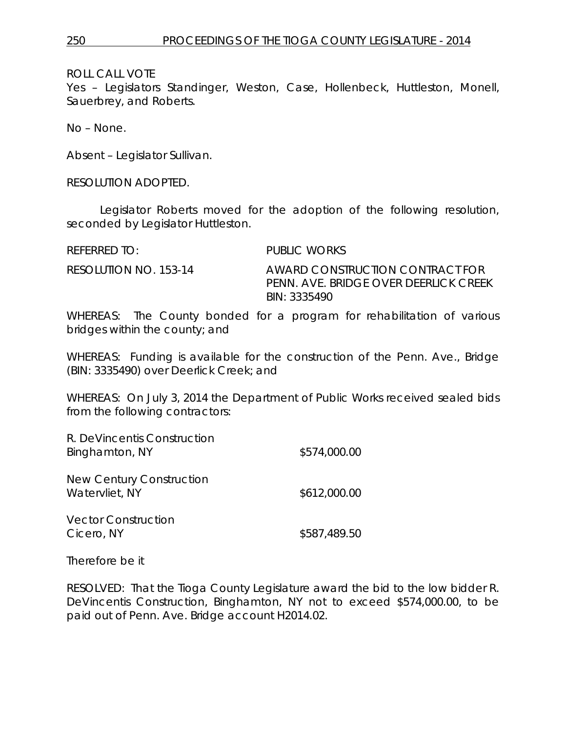ROLL CALL VOTE
Yes – Legislators Standinger, Weston, Case, Hollenbeck, Huttleston, Monell, Sauerbrey, and Roberts.

No – None.

Absent – Legislator Sullivan.

RESOLUTION ADOPTED.

Legislator Roberts moved for the adoption of the following resolution, seconded by Legislator Huttleston.

REFERRED TO: PUBLIC WORKS

RESOLUTION NO. 153-14 AWARD CONSTRUCTION CONTRACT FOR PENN. AVE. BRIDGE OVER DEERLICK CREEK BIN: 3335490

WHEREAS: The County bonded for a program for rehabilitation of various bridges within the county; and

WHEREAS: Funding is available for the construction of the Penn. Ave., Bridge (BIN: 3335490) over Deerlick Creek; and

WHEREAS: On July 3, 2014 the Department of Public Works received sealed bids from the following contractors:

| | |
|---|---|
| R. DeVincentis Construction<br>Binghamton, NY | $574,000.00 |
| New Century Construction<br>Watervliet, NY | $612,000.00 |
| Vector Construction<br>Cicero, NY | $587,489.50 |

Therefore be it

RESOLVED: That the Tioga County Legislature award the bid to the low bidder R. DeVincentis Construction, Binghamton, NY not to exceed $574,000.00, to be paid out of Penn. Ave. Bridge account H2014.02.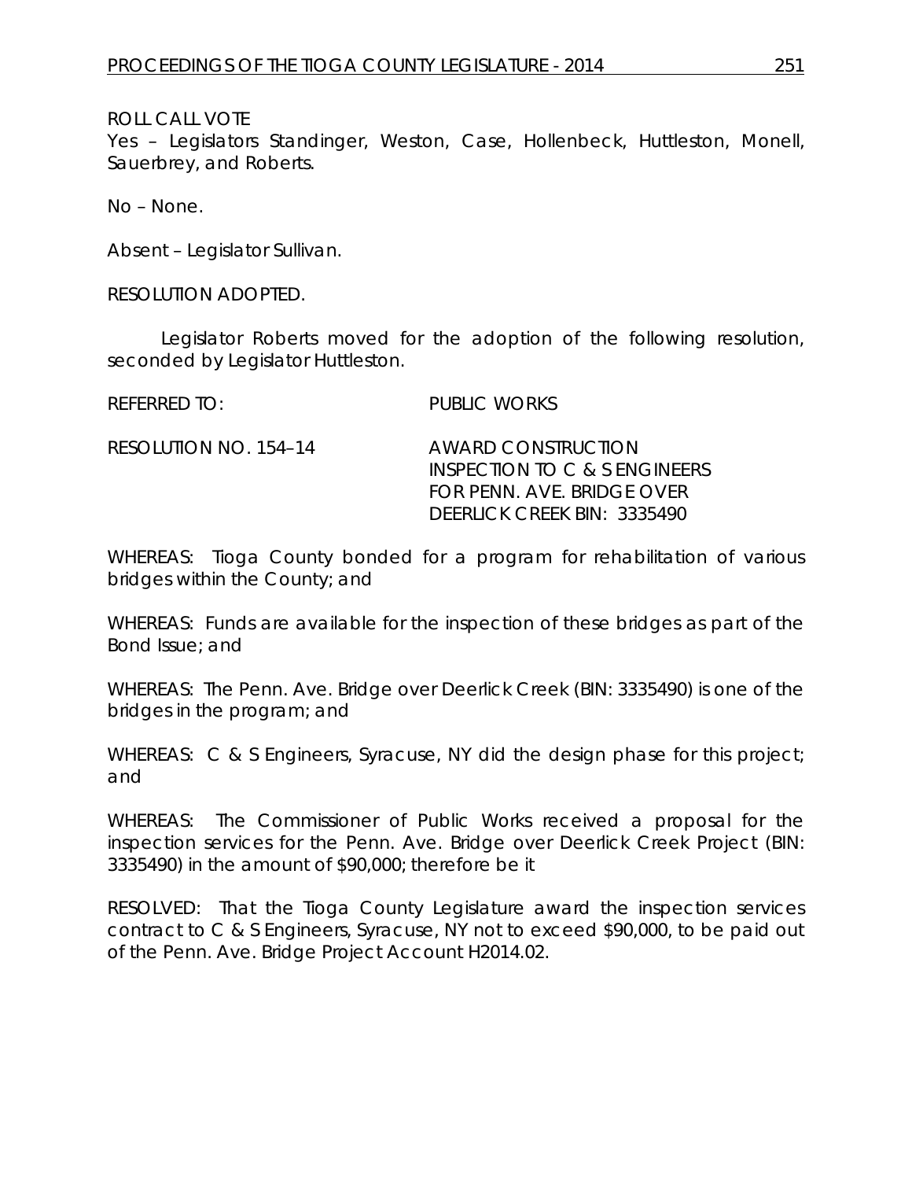ROLL CALL VOTE
Yes – Legislators Standinger, Weston, Case, Hollenbeck, Huttleston, Monell, Sauerbrey, and Roberts.

No – None.

Absent – Legislator Sullivan.

RESOLUTION ADOPTED.

Legislator Roberts moved for the adoption of the following resolution, seconded by Legislator Huttleston.

REFERRED TO: PUBLIC WORKS

RESOLUTION NO. 154–14 AWARD CONSTRUCTION INSPECTION TO C & S ENGINEERS FOR PENN. AVE. BRIDGE OVER DEERLICK CREEK BIN: 3335490

WHEREAS: Tioga County bonded for a program for rehabilitation of various bridges within the County; and

WHEREAS: Funds are available for the inspection of these bridges as part of the Bond Issue; and

WHEREAS: The Penn. Ave. Bridge over Deerlick Creek (BIN: 3335490) is one of the bridges in the program; and

WHEREAS: C & S Engineers, Syracuse, NY did the design phase for this project; and

WHEREAS: The Commissioner of Public Works received a proposal for the inspection services for the Penn. Ave. Bridge over Deerlick Creek Project (BIN: 3335490) in the amount of $90,000; therefore be it

RESOLVED: That the Tioga County Legislature award the inspection services contract to C & S Engineers, Syracuse, NY not to exceed $90,000, to be paid out of the Penn. Ave. Bridge Project Account H2014.02.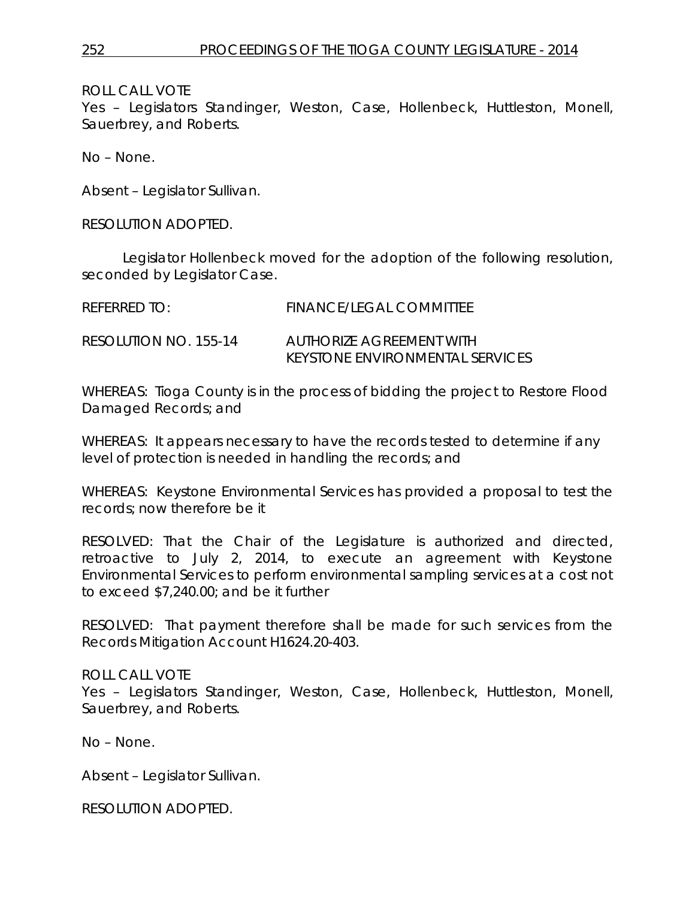ROLL CALL VOTE
Yes – Legislators Standinger, Weston, Case, Hollenbeck, Huttleston, Monell, Sauerbrey, and Roberts.

No – None.

Absent – Legislator Sullivan.

RESOLUTION ADOPTED.

Legislator Hollenbeck moved for the adoption of the following resolution, seconded by Legislator Case.

REFERRED TO: FINANCE/LEGAL COMMITTEE

RESOLUTION NO. 155-14 AUTHORIZE AGREEMENT WITH KEYSTONE ENVIRONMENTAL SERVICES

WHEREAS: Tioga County is in the process of bidding the project to Restore Flood Damaged Records; and

WHEREAS: It appears necessary to have the records tested to determine if any level of protection is needed in handling the records; and

WHEREAS: Keystone Environmental Services has provided a proposal to test the records; now therefore be it

RESOLVED: That the Chair of the Legislature is authorized and directed, retroactive to July 2, 2014, to execute an agreement with Keystone Environmental Services to perform environmental sampling services at a cost not to exceed $7,240.00; and be it further

RESOLVED: That payment therefore shall be made for such services from the Records Mitigation Account H1624.20-403.

ROLL CALL VOTE
Yes – Legislators Standinger, Weston, Case, Hollenbeck, Huttleston, Monell, Sauerbrey, and Roberts.

No – None.

Absent – Legislator Sullivan.

RESOLUTION ADOPTED.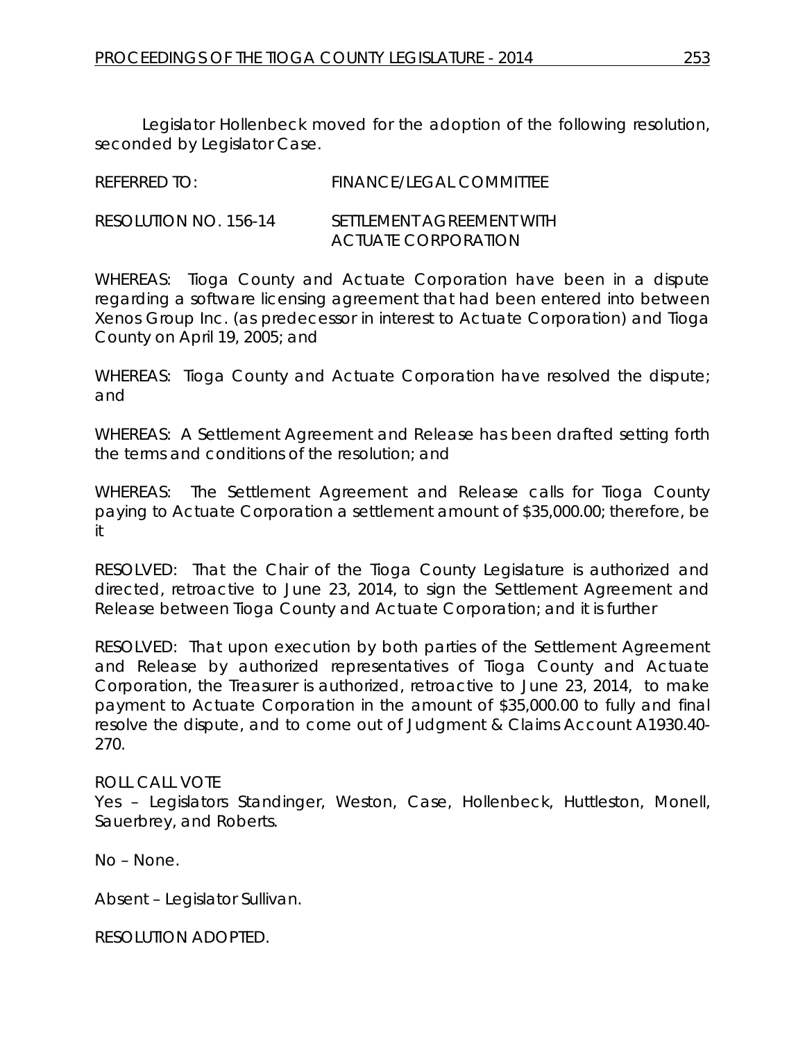Legislator Hollenbeck moved for the adoption of the following resolution, seconded by Legislator Case.

REFERRED TO: FINANCE/LEGAL COMMITTEE

RESOLUTION NO. 156-14 SETTLEMENT AGREEMENT WITH ACTUATE CORPORATION

WHEREAS: Tioga County and Actuate Corporation have been in a dispute regarding a software licensing agreement that had been entered into between Xenos Group Inc. (as predecessor in interest to Actuate Corporation) and Tioga County on April 19, 2005; and

WHEREAS: Tioga County and Actuate Corporation have resolved the dispute; and

WHEREAS: A Settlement Agreement and Release has been drafted setting forth the terms and conditions of the resolution; and

WHEREAS: The Settlement Agreement and Release calls for Tioga County paying to Actuate Corporation a settlement amount of $35,000.00; therefore, be it

RESOLVED: That the Chair of the Tioga County Legislature is authorized and directed, retroactive to June 23, 2014, to sign the Settlement Agreement and Release between Tioga County and Actuate Corporation; and it is further

RESOLVED: That upon execution by both parties of the Settlement Agreement and Release by authorized representatives of Tioga County and Actuate Corporation, the Treasurer is authorized, retroactive to June 23, 2014, to make payment to Actuate Corporation in the amount of $35,000.00 to fully and final resolve the dispute, and to come out of Judgment & Claims Account A1930.40-270.

ROLL CALL VOTE
Yes – Legislators Standinger, Weston, Case, Hollenbeck, Huttleston, Monell, Sauerbrey, and Roberts.

No – None.

Absent – Legislator Sullivan.

RESOLUTION ADOPTED.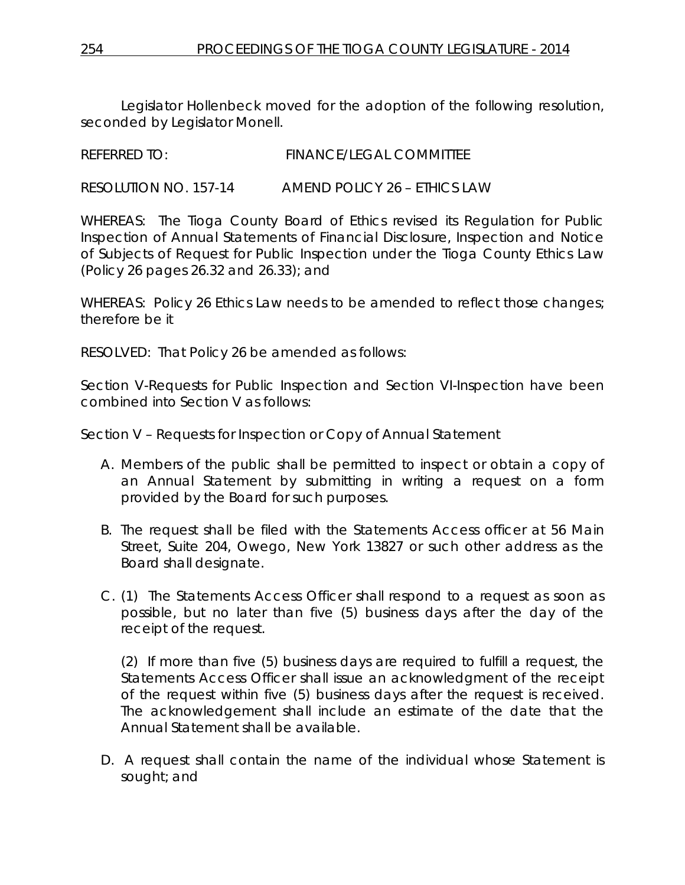Legislator Hollenbeck moved for the adoption of the following resolution, seconded by Legislator Monell.

REFERRED TO: FINANCE/LEGAL COMMITTEE

RESOLUTION NO. 157-14 AMEND POLICY 26 – ETHICS LAW

WHEREAS: The Tioga County Board of Ethics revised its Regulation for Public Inspection of Annual Statements of Financial Disclosure, Inspection and Notice of Subjects of Request for Public Inspection under the Tioga County Ethics Law (Policy 26 pages 26.32 and 26.33); and

WHEREAS: Policy 26 Ethics Law needs to be amended to reflect those changes; therefore be it

RESOLVED: That Policy 26 be amended as follows:

Section V-Requests for Public Inspection and Section VI-Inspection have been combined into Section V as follows:

Section V – Requests for Inspection or Copy of Annual Statement

A. Members of the public shall be permitted to inspect or obtain a copy of an Annual Statement by submitting in writing a request on a form provided by the Board for such purposes.

B. The request shall be filed with the Statements Access officer at 56 Main Street, Suite 204, Owego, New York 13827 or such other address as the Board shall designate.

C. (1) The Statements Access Officer shall respond to a request as soon as possible, but no later than five (5) business days after the day of the receipt of the request.

   (2) If more than five (5) business days are required to fulfill a request, the Statements Access Officer shall issue an acknowledgment of the receipt of the request within five (5) business days after the request is received. The acknowledgement shall include an estimate of the date that the Annual Statement shall be available.

D. A request shall contain the name of the individual whose Statement is sought; and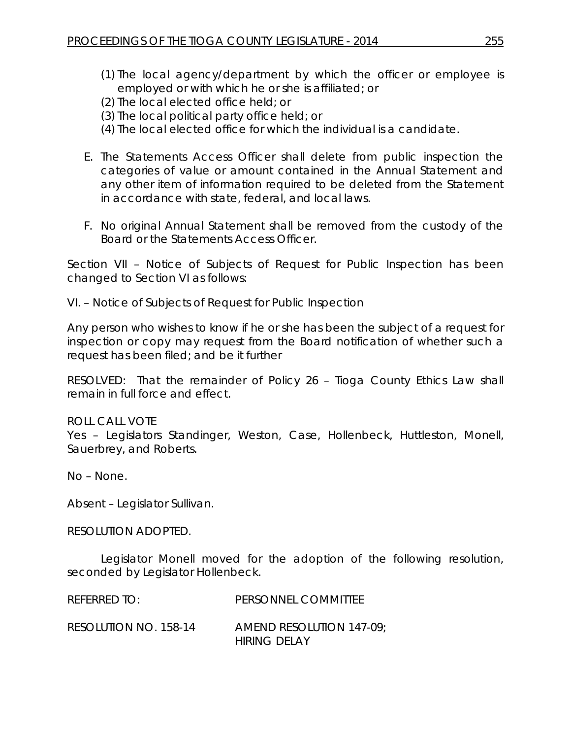(1) The local agency/department by which the officer or employee is employed or with which he or she is affiliated; or
(2) The local elected office held; or
(3) The local political party office held; or
(4) The local elected office for which the individual is a candidate.

E. The Statements Access Officer shall delete from public inspection the categories of value or amount contained in the Annual Statement and any other item of information required to be deleted from the Statement in accordance with state, federal, and local laws.

F. No original Annual Statement shall be removed from the custody of the Board or the Statements Access Officer.

Section VII – Notice of Subjects of Request for Public Inspection has been changed to Section VI as follows:

VI. – Notice of Subjects of Request for Public Inspection

Any person who wishes to know if he or she has been the subject of a request for inspection or copy may request from the Board notification of whether such a request has been filed; and be it further

RESOLVED: That the remainder of Policy 26 – Tioga County Ethics Law shall remain in full force and effect.

ROLL CALL VOTE
Yes – Legislators Standinger, Weston, Case, Hollenbeck, Huttleston, Monell, Sauerbrey, and Roberts.

No – None.

Absent – Legislator Sullivan.

RESOLUTION ADOPTED.

Legislator Monell moved for the adoption of the following resolution, seconded by Legislator Hollenbeck.

REFERRED TO: PERSONNEL COMMITTEE

RESOLUTION NO. 158-14 AMEND RESOLUTION 147-09; HIRING DELAY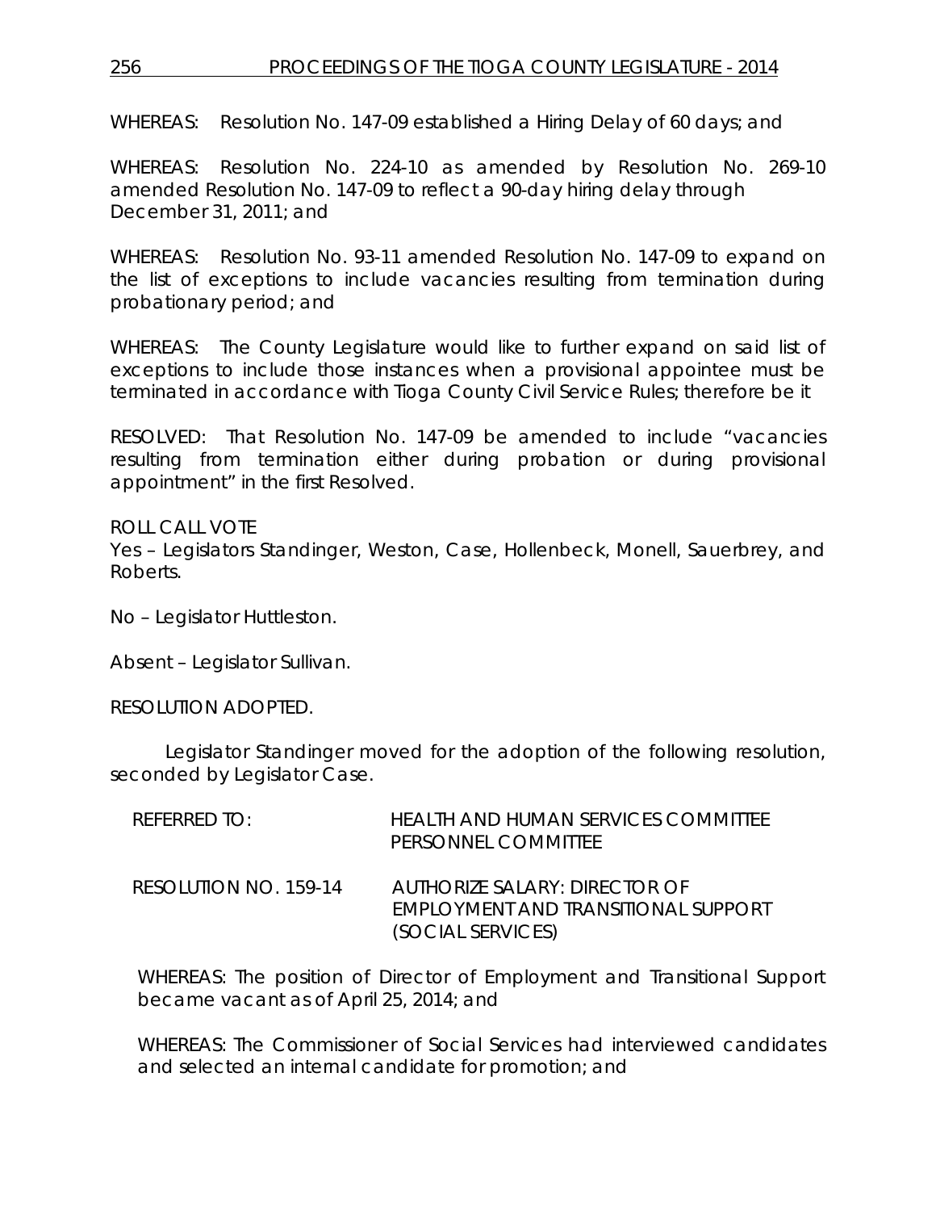WHEREAS: Resolution No. 147-09 established a Hiring Delay of 60 days; and

WHEREAS: Resolution No. 224-10 as amended by Resolution No. 269-10 amended Resolution No. 147-09 to reflect a 90-day hiring delay through December 31, 2011; and

WHEREAS: Resolution No. 93-11 amended Resolution No. 147-09 to expand on the list of exceptions to include vacancies resulting from termination during probationary period; and

WHEREAS: The County Legislature would like to further expand on said list of exceptions to include those instances when a provisional appointee must be terminated in accordance with Tioga County Civil Service Rules; therefore be it

RESOLVED: That Resolution No. 147-09 be amended to include "vacancies resulting from termination either during probation or during provisional appointment" in the first Resolved.

ROLL CALL VOTE
Yes – Legislators Standinger, Weston, Case, Hollenbeck, Monell, Sauerbrey, and Roberts.

No – Legislator Huttleston.

Absent – Legislator Sullivan.

RESOLUTION ADOPTED.

Legislator Standinger moved for the adoption of the following resolution, seconded by Legislator Case.

REFERRED TO: HEALTH AND HUMAN SERVICES COMMITTEE
PERSONNEL COMMITTEE

RESOLUTION NO. 159-14 AUTHORIZE SALARY: DIRECTOR OF EMPLOYMENT AND TRANSITIONAL SUPPORT (SOCIAL SERVICES)

WHEREAS: The position of Director of Employment and Transitional Support became vacant as of April 25, 2014; and

WHEREAS: The Commissioner of Social Services had interviewed candidates and selected an internal candidate for promotion; and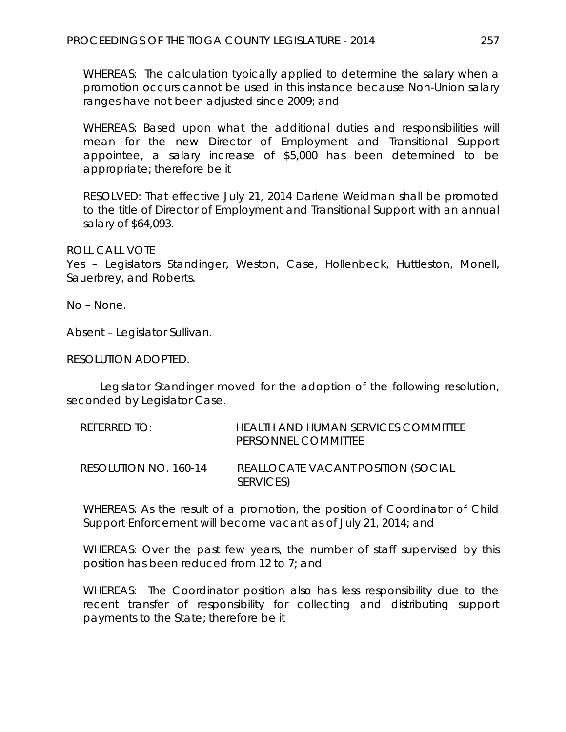WHEREAS: The calculation typically applied to determine the salary when a promotion occurs cannot be used in this instance because Non-Union salary ranges have not been adjusted since 2009; and

WHEREAS: Based upon what the additional duties and responsibilities will mean for the new Director of Employment and Transitional Support appointee, a salary increase of $5,000 has been determined to be appropriate; therefore be it

RESOLVED: That effective July 21, 2014 Darlene Weidman shall be promoted to the title of Director of Employment and Transitional Support with an annual salary of $64,093.

ROLL CALL VOTE
Yes – Legislators Standinger, Weston, Case, Hollenbeck, Huttleston, Monell, Sauerbrey, and Roberts.

No – None.

Absent – Legislator Sullivan.

RESOLUTION ADOPTED.

Legislator Standinger moved for the adoption of the following resolution, seconded by Legislator Case.

REFERRED TO: HEALTH AND HUMAN SERVICES COMMITTEE
PERSONNEL COMMITTEE

RESOLUTION NO. 160-14 REALLOCATE VACANT POSITION (SOCIAL SERVICES)

WHEREAS: As the result of a promotion, the position of Coordinator of Child Support Enforcement will become vacant as of July 21, 2014; and

WHEREAS: Over the past few years, the number of staff supervised by this position has been reduced from 12 to 7; and

WHEREAS: The Coordinator position also has less responsibility due to the recent transfer of responsibility for collecting and distributing support payments to the State; therefore be it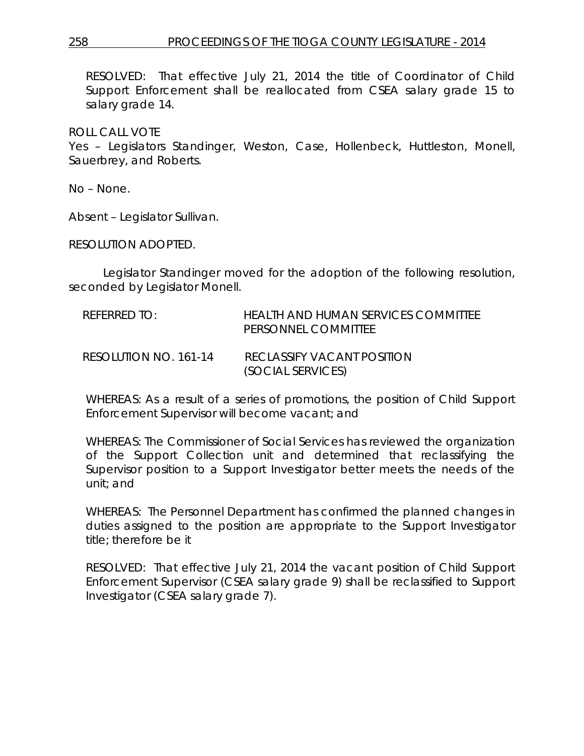RESOLVED: That effective July 21, 2014 the title of Coordinator of Child Support Enforcement shall be reallocated from CSEA salary grade 15 to salary grade 14.

ROLL CALL VOTE
Yes – Legislators Standinger, Weston, Case, Hollenbeck, Huttleston, Monell, Sauerbrey, and Roberts.

No – None.

Absent – Legislator Sullivan.

RESOLUTION ADOPTED.

Legislator Standinger moved for the adoption of the following resolution, seconded by Legislator Monell.

REFERRED TO: HEALTH AND HUMAN SERVICES COMMITTEE
PERSONNEL COMMITTEE

RESOLUTION NO. 161-14 RECLASSIFY VACANT POSITION (SOCIAL SERVICES)

WHEREAS: As a result of a series of promotions, the position of Child Support Enforcement Supervisor will become vacant; and

WHEREAS: The Commissioner of Social Services has reviewed the organization of the Support Collection unit and determined that reclassifying the Supervisor position to a Support Investigator better meets the needs of the unit; and

WHEREAS: The Personnel Department has confirmed the planned changes in duties assigned to the position are appropriate to the Support Investigator title; therefore be it

RESOLVED: That effective July 21, 2014 the vacant position of Child Support Enforcement Supervisor (CSEA salary grade 9) shall be reclassified to Support Investigator (CSEA salary grade 7).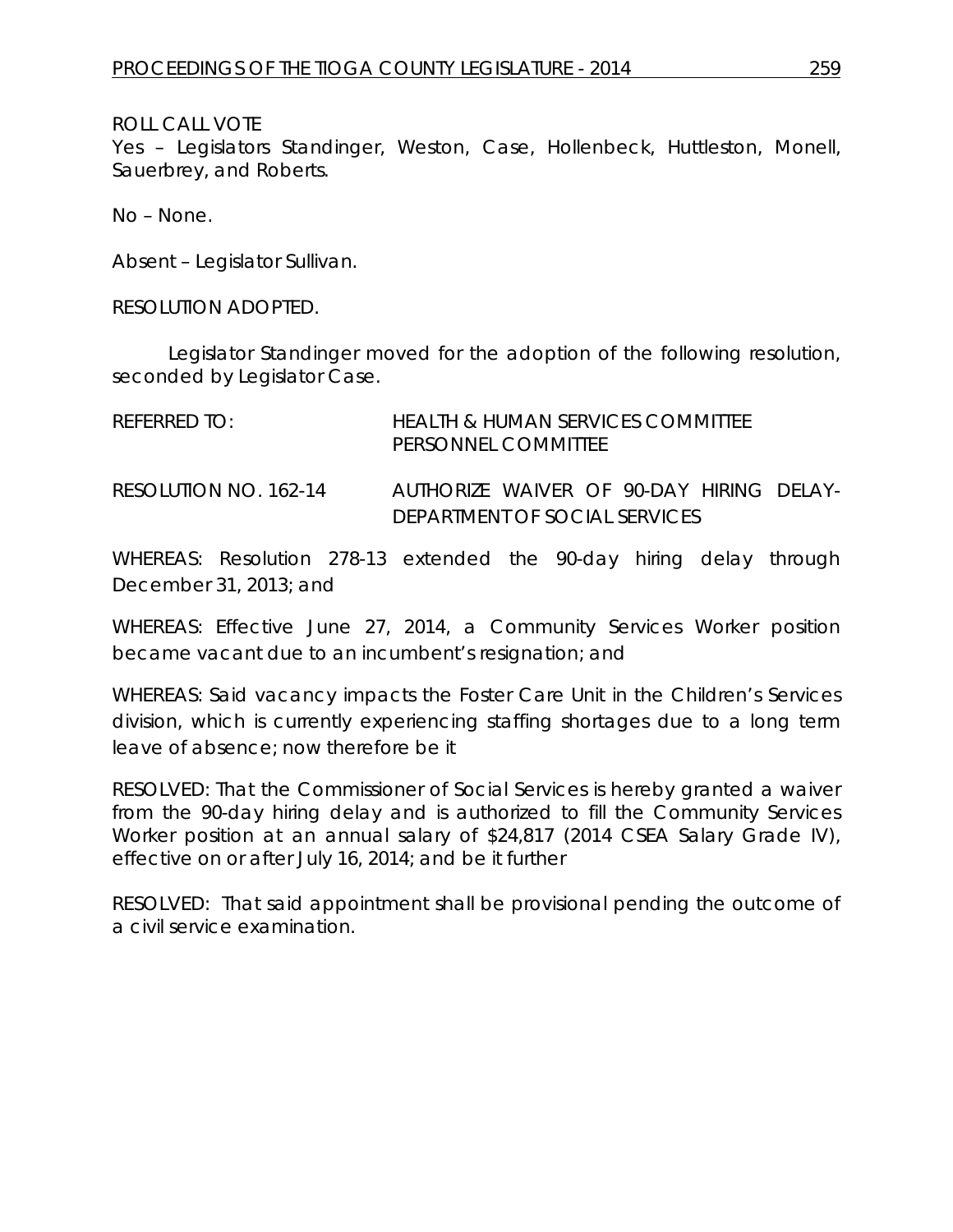ROLL CALL VOTE
Yes – Legislators Standinger, Weston, Case, Hollenbeck, Huttleston, Monell, Sauerbrey, and Roberts.

No – None.

Absent – Legislator Sullivan.

RESOLUTION ADOPTED.

Legislator Standinger moved for the adoption of the following resolution, seconded by Legislator Case.

REFERRED TO: HEALTH & HUMAN SERVICES COMMITTEE
PERSONNEL COMMITTEE

RESOLUTION NO. 162-14 AUTHORIZE WAIVER OF 90-DAY HIRING DELAY- DEPARTMENT OF SOCIAL SERVICES

WHEREAS: Resolution 278-13 extended the 90-day hiring delay through December 31, 2013; and

WHEREAS: Effective June 27, 2014, a Community Services Worker position became vacant due to an incumbent's resignation; and

WHEREAS: Said vacancy impacts the Foster Care Unit in the Children's Services division, which is currently experiencing staffing shortages due to a long term leave of absence; now therefore be it

RESOLVED: That the Commissioner of Social Services is hereby granted a waiver from the 90-day hiring delay and is authorized to fill the Community Services Worker position at an annual salary of $24,817 (2014 CSEA Salary Grade IV), effective on or after July 16, 2014; and be it further

RESOLVED: That said appointment shall be provisional pending the outcome of a civil service examination.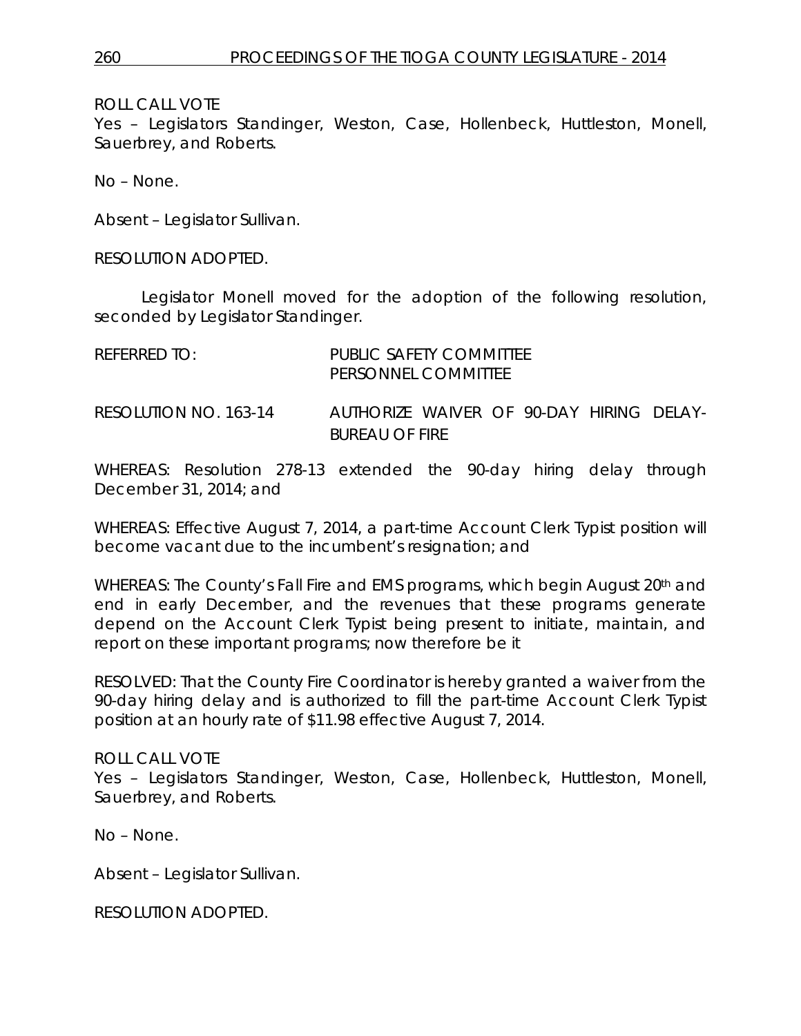ROLL CALL VOTE
Yes – Legislators Standinger, Weston, Case, Hollenbeck, Huttleston, Monell, Sauerbrey, and Roberts.

No – None.

Absent – Legislator Sullivan.

RESOLUTION ADOPTED.

Legislator Monell moved for the adoption of the following resolution, seconded by Legislator Standinger.

REFERRED TO: PUBLIC SAFETY COMMITTEE
PERSONNEL COMMITTEE

RESOLUTION NO. 163-14 AUTHORIZE WAIVER OF 90-DAY HIRING DELAY-BUREAU OF FIRE

WHEREAS: Resolution 278-13 extended the 90-day hiring delay through December 31, 2014; and

WHEREAS: Effective August 7, 2014, a part-time Account Clerk Typist position will become vacant due to the incumbent's resignation; and

WHEREAS: The County's Fall Fire and EMS programs, which begin August 20th and end in early December, and the revenues that these programs generate depend on the Account Clerk Typist being present to initiate, maintain, and report on these important programs; now therefore be it

RESOLVED: That the County Fire Coordinator is hereby granted a waiver from the 90-day hiring delay and is authorized to fill the part-time Account Clerk Typist position at an hourly rate of $11.98 effective August 7, 2014.

ROLL CALL VOTE
Yes – Legislators Standinger, Weston, Case, Hollenbeck, Huttleston, Monell, Sauerbrey, and Roberts.

No – None.

Absent – Legislator Sullivan.

RESOLUTION ADOPTED.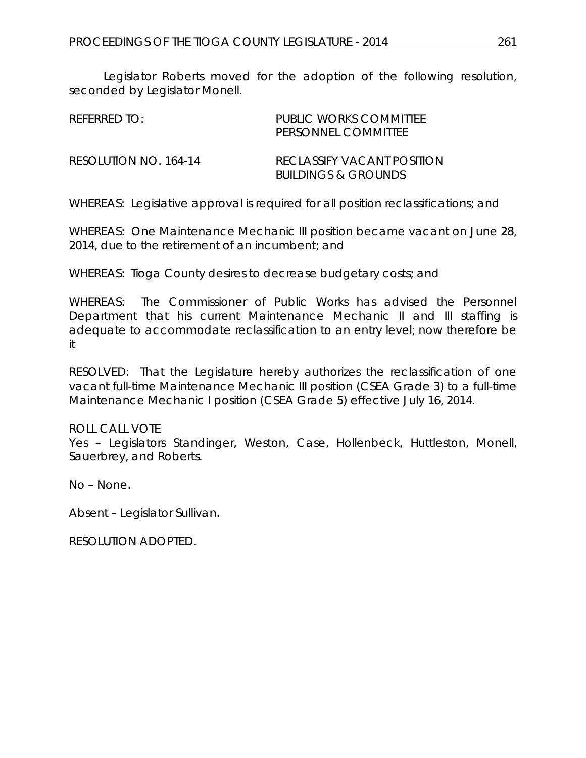Legislator Roberts moved for the adoption of the following resolution, seconded by Legislator Monell.

REFERRED TO: PUBLIC WORKS COMMITTEE
PERSONNEL COMMITTEE

RESOLUTION NO. 164-14 RECLASSIFY VACANT POSITION
BUILDINGS & GROUNDS

WHEREAS: Legislative approval is required for all position reclassifications; and

WHEREAS: One Maintenance Mechanic III position became vacant on June 28, 2014, due to the retirement of an incumbent; and

WHEREAS: Tioga County desires to decrease budgetary costs; and

WHEREAS: The Commissioner of Public Works has advised the Personnel Department that his current Maintenance Mechanic II and III staffing is adequate to accommodate reclassification to an entry level; now therefore be it

RESOLVED: That the Legislature hereby authorizes the reclassification of one vacant full-time Maintenance Mechanic III position (CSEA Grade 3) to a full-time Maintenance Mechanic I position (CSEA Grade 5) effective July 16, 2014.

ROLL CALL VOTE
Yes – Legislators Standinger, Weston, Case, Hollenbeck, Huttleston, Monell, Sauerbrey, and Roberts.

No – None.

Absent – Legislator Sullivan.

RESOLUTION ADOPTED.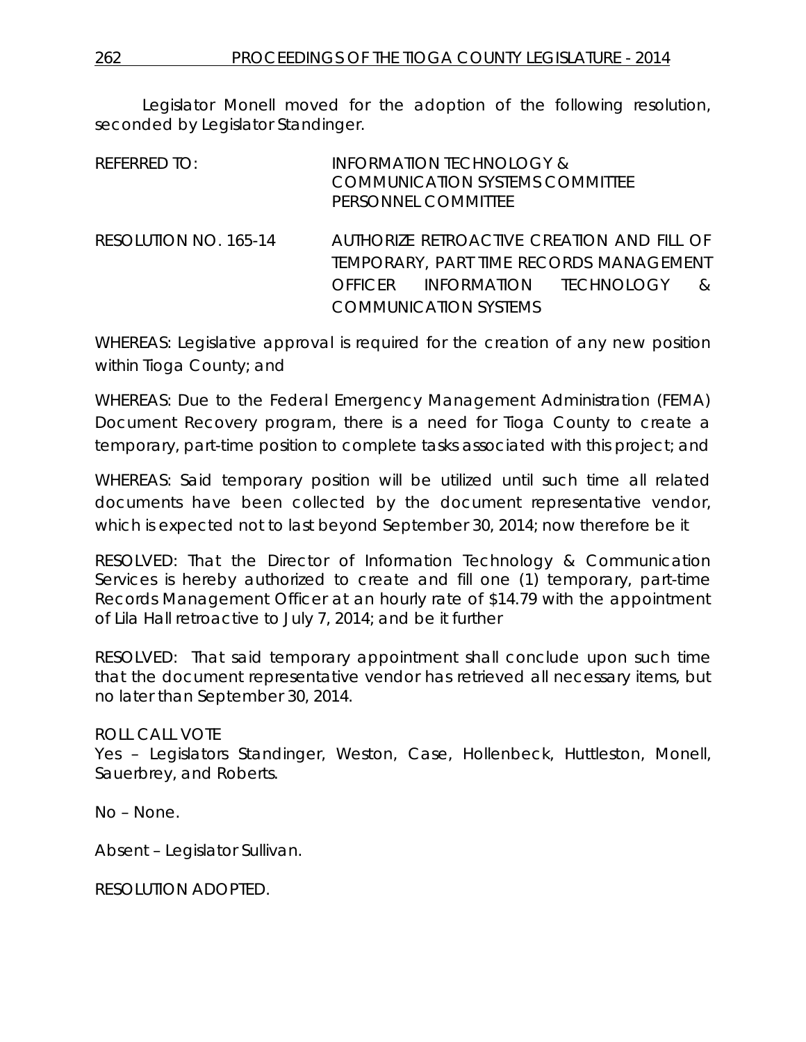Legislator Monell moved for the adoption of the following resolution, seconded by Legislator Standinger.

REFERRED TO: INFORMATION TECHNOLOGY & COMMUNICATION SYSTEMS COMMITTEE
PERSONNEL COMMITTEE

RESOLUTION NO. 165-14 AUTHORIZE RETROACTIVE CREATION AND FILL OF TEMPORARY, PART TIME RECORDS MANAGEMENT OFFICER INFORMATION TECHNOLOGY & COMMUNICATION SYSTEMS

WHEREAS: Legislative approval is required for the creation of any new position within Tioga County; and

WHEREAS: Due to the Federal Emergency Management Administration (FEMA) Document Recovery program, there is a need for Tioga County to create a temporary, part-time position to complete tasks associated with this project; and

WHEREAS: Said temporary position will be utilized until such time all related documents have been collected by the document representative vendor, which is expected not to last beyond September 30, 2014; now therefore be it

RESOLVED: That the Director of Information Technology & Communication Services is hereby authorized to create and fill one (1) temporary, part-time Records Management Officer at an hourly rate of $14.79 with the appointment of Lila Hall retroactive to July 7, 2014; and be it further

RESOLVED: That said temporary appointment shall conclude upon such time that the document representative vendor has retrieved all necessary items, but no later than September 30, 2014.

ROLL CALL VOTE
Yes – Legislators Standinger, Weston, Case, Hollenbeck, Huttleston, Monell, Sauerbrey, and Roberts.

No – None.

Absent – Legislator Sullivan.

RESOLUTION ADOPTED.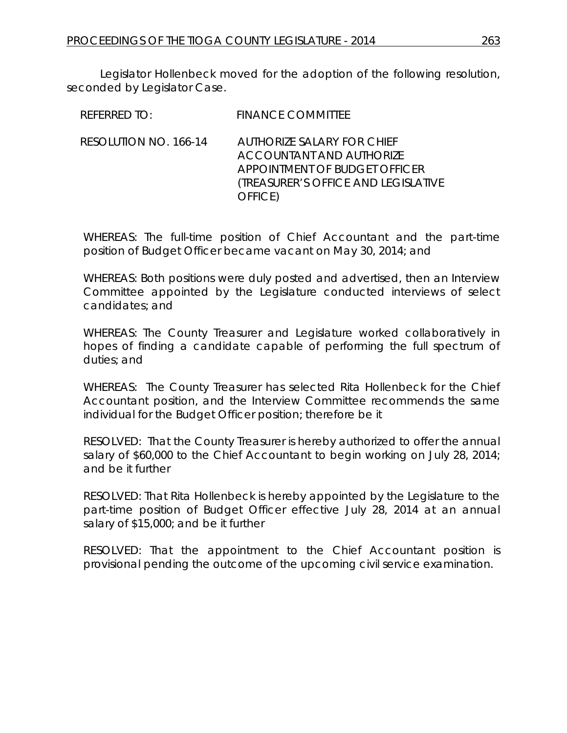Legislator Hollenbeck moved for the adoption of the following resolution, seconded by Legislator Case.

REFERRED TO: FINANCE COMMITTEE

RESOLUTION NO. 166-14 AUTHORIZE SALARY FOR CHIEF ACCOUNTANT AND AUTHORIZE APPOINTMENT OF BUDGET OFFICER (TREASURER'S OFFICE AND LEGISLATIVE OFFICE)

WHEREAS: The full-time position of Chief Accountant and the part-time position of Budget Officer became vacant on May 30, 2014; and

WHEREAS: Both positions were duly posted and advertised, then an Interview Committee appointed by the Legislature conducted interviews of select candidates; and

WHEREAS: The County Treasurer and Legislature worked collaboratively in hopes of finding a candidate capable of performing the full spectrum of duties; and

WHEREAS: The County Treasurer has selected Rita Hollenbeck for the Chief Accountant position, and the Interview Committee recommends the same individual for the Budget Officer position; therefore be it

RESOLVED: That the County Treasurer is hereby authorized to offer the annual salary of $60,000 to the Chief Accountant to begin working on July 28, 2014; and be it further

RESOLVED: That Rita Hollenbeck is hereby appointed by the Legislature to the part-time position of Budget Officer effective July 28, 2014 at an annual salary of $15,000; and be it further

RESOLVED: That the appointment to the Chief Accountant position is provisional pending the outcome of the upcoming civil service examination.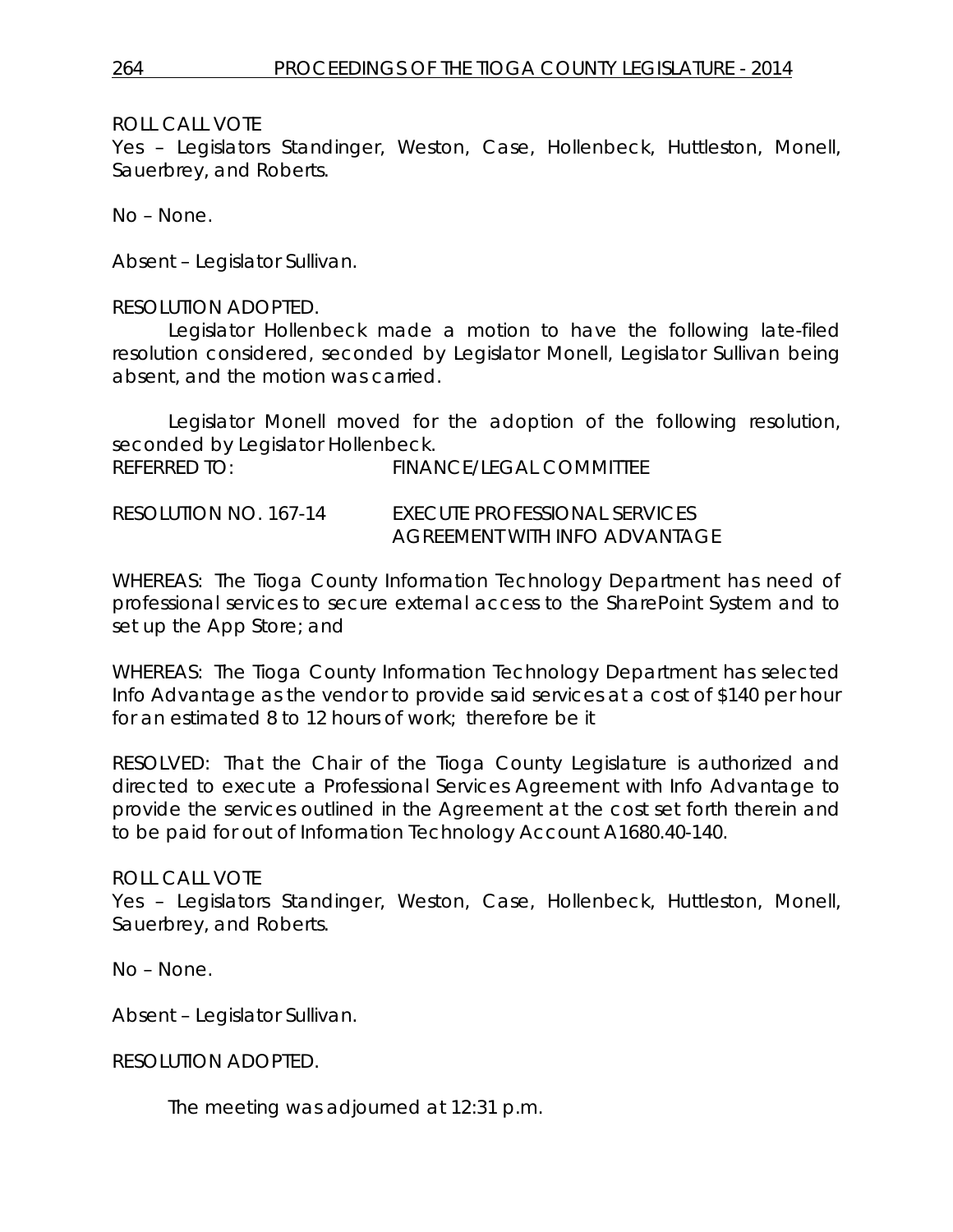ROLL CALL VOTE
Yes – Legislators Standinger, Weston, Case, Hollenbeck, Huttleston, Monell, Sauerbrey, and Roberts.

No – None.

Absent – Legislator Sullivan.

RESOLUTION ADOPTED.

Legislator Hollenbeck made a motion to have the following late-filed resolution considered, seconded by Legislator Monell, Legislator Sullivan being absent, and the motion was carried.

Legislator Monell moved for the adoption of the following resolution, seconded by Legislator Hollenbeck.

REFERRED TO: FINANCE/LEGAL COMMITTEE

RESOLUTION NO. 167-14 EXECUTE PROFESSIONAL SERVICES AGREEMENT WITH INFO ADVANTAGE

WHEREAS: The Tioga County Information Technology Department has need of professional services to secure external access to the SharePoint System and to set up the App Store; and

WHEREAS: The Tioga County Information Technology Department has selected Info Advantage as the vendor to provide said services at a cost of $140 per hour for an estimated 8 to 12 hours of work; therefore be it

RESOLVED: That the Chair of the Tioga County Legislature is authorized and directed to execute a Professional Services Agreement with Info Advantage to provide the services outlined in the Agreement at the cost set forth therein and to be paid for out of Information Technology Account A1680.40-140.

ROLL CALL VOTE
Yes – Legislators Standinger, Weston, Case, Hollenbeck, Huttleston, Monell, Sauerbrey, and Roberts.

No – None.

Absent – Legislator Sullivan.

RESOLUTION ADOPTED.

The meeting was adjourned at 12:31 p.m.